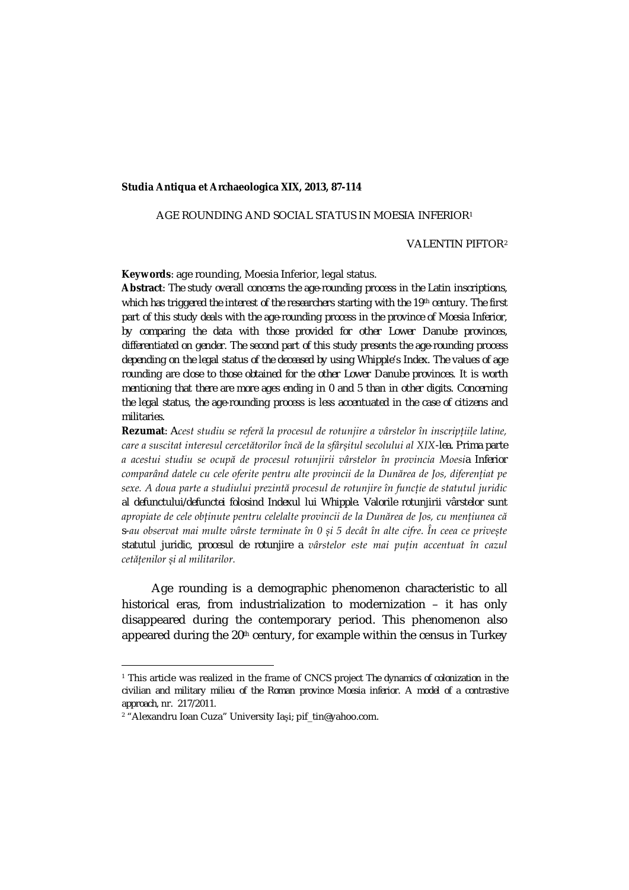**Studia Antiqua et Archaeologica XIX, 2013, 87-114**

# AGE ROUNDING AND SOCIAL STATUS IN MOESIA INFERIOR[1]

VALENTIN PIFTOR[2]

**Keywords**: age rounding, Moesia Inferior, legal status.

**Abstract**: *The study overall concerns the age-rounding process in the Latin inscriptions, which has triggered the interest of the researchers starting with the 19th century. The first part of this study deals with the age-rounding process in the province of Moesia Inferior, by comparing the data with those provided for other Lower Danube provinces, differentiated on gender. The second part of this study presents the age-rounding process depending on the legal status of the deceased by using Whipple's Index. The values of age rounding are close to those obtained for the other Lower Danube provinces. It is worth mentioning that there are more ages ending in 0 and 5 than in other digits. Concerning the legal status, the age-rounding process is less accentuated in the case of citizens and militaries.*

**Rezumat**: *Acest studiu se referă la procesul de rotunjire a vârstelor în inscripțiile latine, care a suscitat interesul cercetătorilor încă de la sfârșitul secolului al XIX-lea. Prima parte a acestui studiu se ocupă de procesul rotunjirii vârstelor în provincia Moesia Inferior comparând datele cu cele oferite pentru alte provincii de la Dunărea de Jos, diferențiat pe sexe. A doua parte a studiului prezintă procesul de rotunjire în funcție de statutul juridic al defunctului/defunctei folosind Indexul lui Whipple. Valorile rotunjirii vârstelor sunt apropiate de cele obținute pentru celelalte provincii de la Dunărea de Jos, cu mențiunea că s-au observat mai multe vârste terminate în 0 și 5 decât în alte cifre. În ceea ce privește statutul juridic, procesul de rotunjire a vârstelor este mai puțin accentuat în cazul cetățenilor și al militarilor.*

Age rounding is a demographic phenomenon characteristic to all historical eras, from industrialization to modernization – it has only disappeared during the contemporary period. This phenomenon also appeared during the 20th century, for example within the census in Turkey

---

[1] This article was realized in the frame of CNCS project *The dynamics of colonization in the civilian and military milieu of the Roman province Moesia inferior. A model of a contrastive approach*, nr. 217/2011.

[2] "Alexandru Ioan Cuza" University Iași; pif_tin@yahoo.com.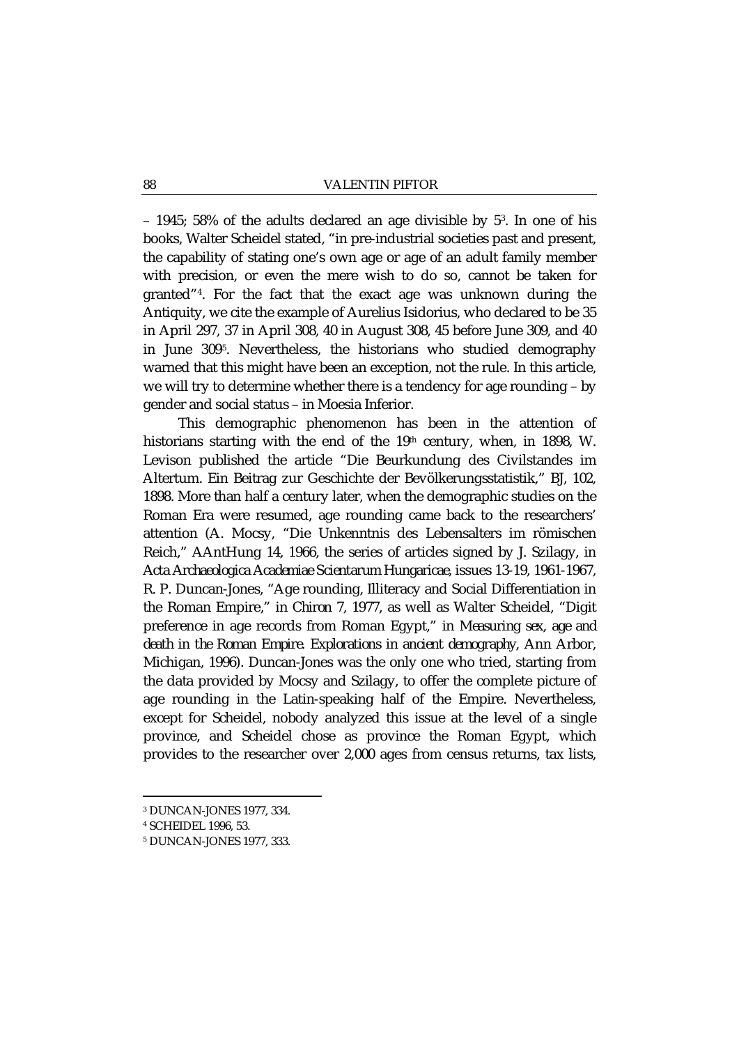– 1945; 58% of the adults declared an age divisible by 5[3]. In one of his books, Walter Scheidel stated, "in pre-industrial societies past and present, the capability of stating one's own age or age of an adult family member with precision, or even the mere wish to do so, cannot be taken for granted"[4]. For the fact that the exact age was unknown during the Antiquity, we cite the example of Aurelius Isidorius, who declared to be 35 in April 297, 37 in April 308, 40 in August 308, 45 before June 309, and 40 in June 309[5]. Nevertheless, the historians who studied demography warned that this might have been an exception, not the rule. In this article, we will try to determine whether there is a tendency for age rounding – by gender and social status – in Moesia Inferior.

This demographic phenomenon has been in the attention of historians starting with the end of the 19th century, when, in 1898, W. Levison published the article "Die Beurkundung des Civilstandes im Altertum. Ein Beitrag zur Geschichte der Bevölkerungsstatistik," BJ, 102, 1898. More than half a century later, when the demographic studies on the Roman Era were resumed, age rounding came back to the researchers' attention (A. Mocsy, "Die Unkenntnis des Lebensalters im römischen Reich," AAntHung 14, 1966, the series of articles signed by J. Szilagy, in *Acta Archaeologica Academiae Scientarum Hungaricae*, issues 13-19, 1961-1967, R. P. Duncan-Jones, "Age rounding, Illiteracy and Social Differentiation in the Roman Empire," in *Chiron* 7, 1977, as well as Walter Scheidel, "Digit preference in age records from Roman Egypt," in *Measuring sex, age and death in the Roman Empire. Explorations in ancient demography*, Ann Arbor, Michigan, 1996). Duncan-Jones was the only one who tried, starting from the data provided by Mocsy and Szilagy, to offer the complete picture of age rounding in the Latin-speaking half of the Empire. Nevertheless, except for Scheidel, nobody analyzed this issue at the level of a single province, and Scheidel chose as province the Roman Egypt, which provides to the researcher over 2,000 ages from census returns, tax lists,

---

[3] DUNCAN-JONES 1977, 334.

[4] SCHEIDEL 1996, 53.

[5] DUNCAN-JONES 1977, 333.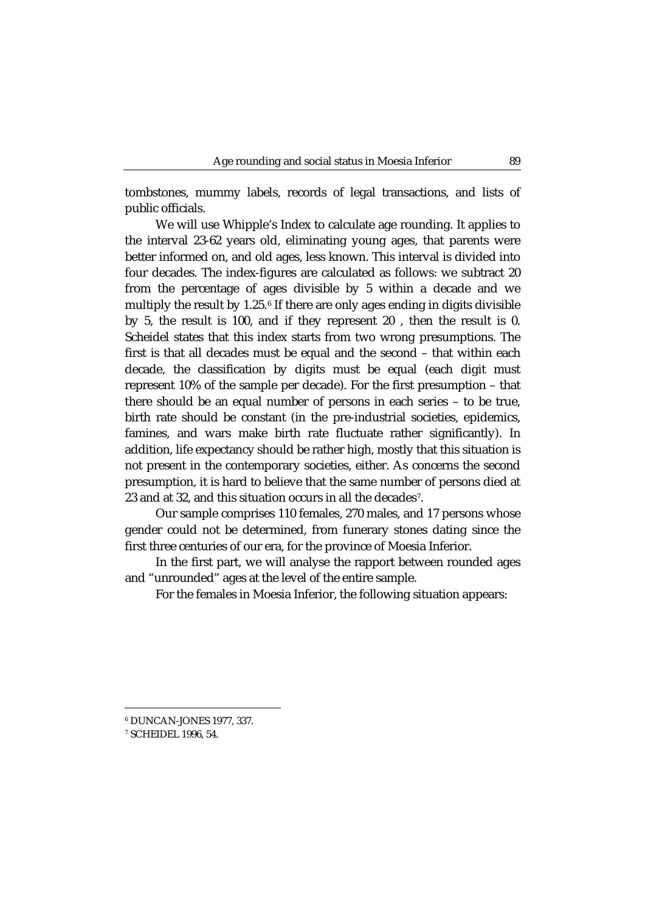tombstones, mummy labels, records of legal transactions, and lists of public officials.

We will use Whipple's Index to calculate age rounding. It applies to the interval 23-62 years old, eliminating young ages, that parents were better informed on, and old ages, less known. This interval is divided into four decades. The index-figures are calculated as follows: we subtract 20 from the percentage of ages divisible by 5 within a decade and we multiply the result by 1.25.[6] If there are only ages ending in digits divisible by 5, the result is 100, and if they represent 20 , then the result is 0. Scheidel states that this index starts from two wrong presumptions. The first is that all decades must be equal and the second – that within each decade, the classification by digits must be equal (each digit must represent 10% of the sample per decade). For the first presumption – that there should be an equal number of persons in each series – to be true, birth rate should be constant (in the pre-industrial societies, epidemics, famines, and wars make birth rate fluctuate rather significantly). In addition, life expectancy should be rather high, mostly that this situation is not present in the contemporary societies, either. As concerns the second presumption, it is hard to believe that the same number of persons died at 23 and at 32, and this situation occurs in all the decades[7].

Our sample comprises 110 females, 270 males, and 17 persons whose gender could not be determined, from funerary stones dating since the first three centuries of our era, for the province of Moesia Inferior.

In the first part, we will analyse the rapport between rounded ages and "unrounded" ages at the level of the entire sample.

For the females in Moesia Inferior, the following situation appears:

---

[6] DUNCAN-JONES 1977, 337.

[7] SCHEIDEL 1996, 54.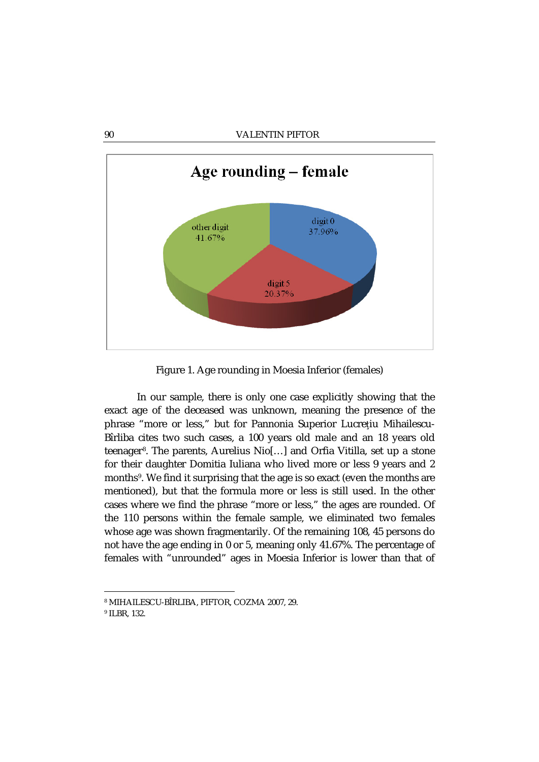Age rounding – female

digit 0 37.96%

digit 5 20.37%

other digit 41.67%

Figure 1. Age rounding in Moesia Inferior (females)

In our sample, there is only one case explicitly showing that the exact age of the deceased was unknown, meaning the presence of the phrase "more or less," but for Pannonia Superior Lucrețiu Mihailescu-Bîrliba cites two such cases, a 100 years old male and an 18 years old teenager[8]. The parents, Aurelius Nio[…] and Orfia Vitilla, set up a stone for their daughter Domitia Iuliana who lived more or less 9 years and 2 months[9]. We find it surprising that the age is so exact (even the months are mentioned), but that the formula more or less is still used. In the other cases where we find the phrase "more or less," the ages are rounded. Of the 110 persons within the female sample, we eliminated two females whose age was shown fragmentarily. Of the remaining 108, 45 persons do not have the age ending in 0 or 5, meaning only 41.67%. The percentage of females with "unrounded" ages in Moesia Inferior is lower than that of

[8] MIHAILESCU-BÎRLIBA, PIFTOR, COZMA 2007, 29.

[9] ILBR, 132.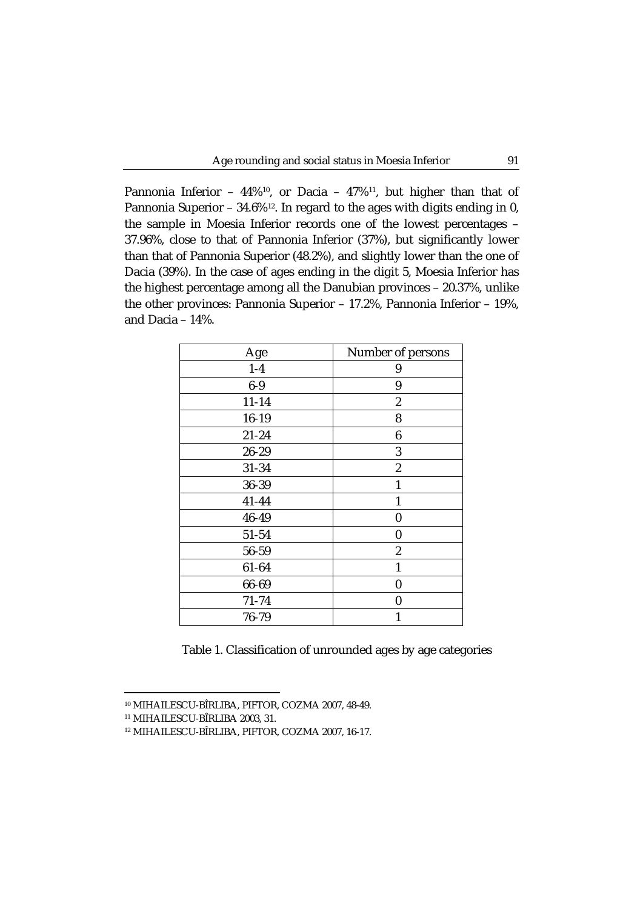Pannonia Inferior – 44%[10], or Dacia – 47%[11], but higher than that of Pannonia Superior – 34.6%[12]. In regard to the ages with digits ending in 0, the sample in Moesia Inferior records one of the lowest percentages – 37.96%, close to that of Pannonia Inferior (37%), but significantly lower than that of Pannonia Superior (48.2%), and slightly lower than the one of Dacia (39%). In the case of ages ending in the digit 5, Moesia Inferior has the highest percentage among all the Danubian provinces – 20.37%, unlike the other provinces: Pannonia Superior – 17.2%, Pannonia Inferior – 19%, and Dacia – 14%.

| Age | Number of persons |
|---|---|
| 1-4 | 9 |
| 6-9 | 9 |
| 11-14 | 2 |
| 16-19 | 8 |
| 21-24 | 6 |
| 26-29 | 3 |
| 31-34 | 2 |
| 36-39 | 1 |
| 41-44 | 1 |
| 46-49 | 0 |
| 51-54 | 0 |
| 56-59 | 2 |
| 61-64 | 1 |
| 66-69 | 0 |
| 71-74 | 0 |
| 76-79 | 1 |

Table 1. Classification of unrounded ages by age categories

[10] MIHAILESCU-BÎRLIBA, PIFTOR, COZMA 2007, 48-49.

[11] MIHAILESCU-BÎRLIBA 2003, 31.

[12] MIHAILESCU-BÎRLIBA, PIFTOR, COZMA 2007, 16-17.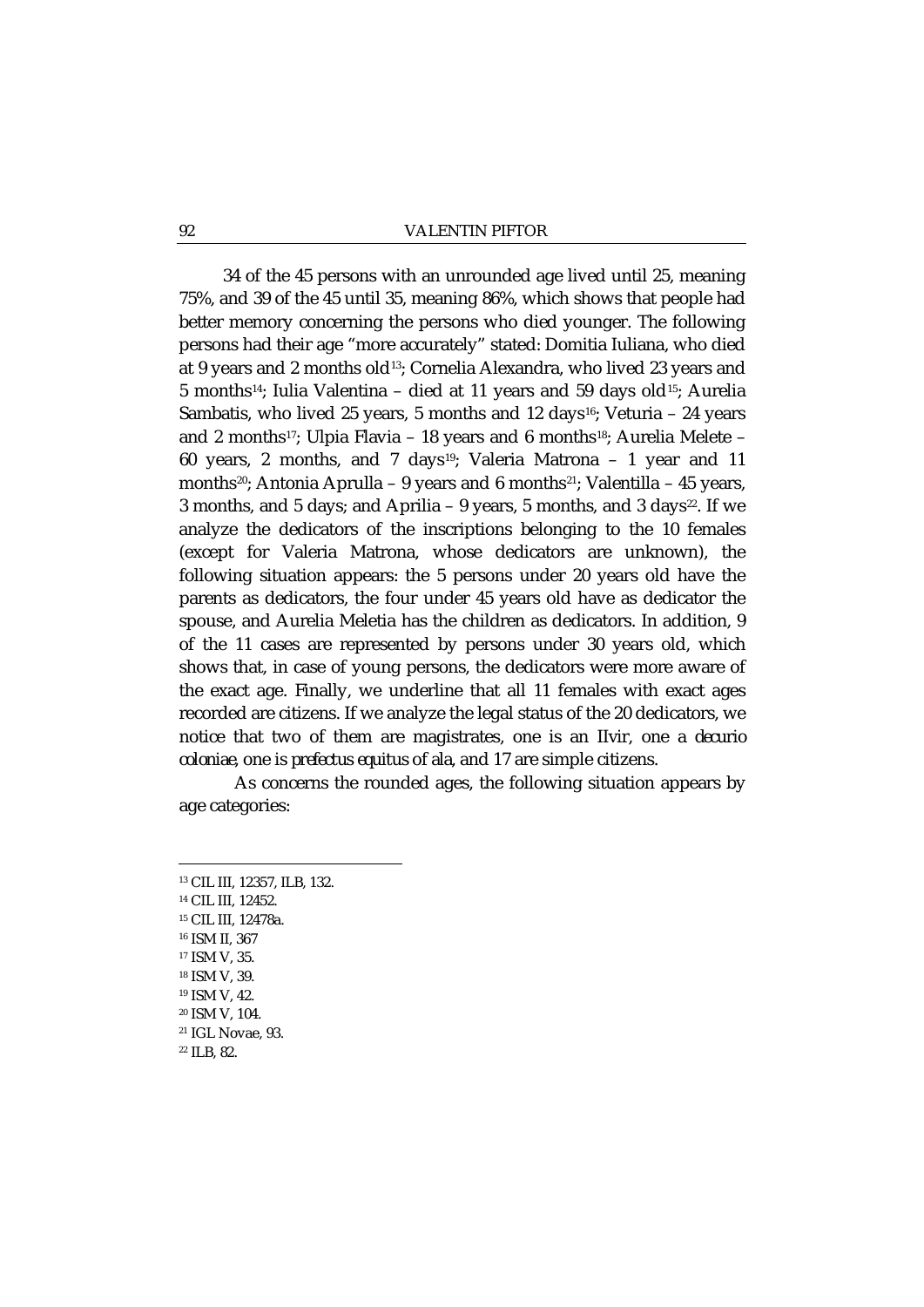34 of the 45 persons with an unrounded age lived until 25, meaning 75%, and 39 of the 45 until 35, meaning 86%, which shows that people had better memory concerning the persons who died younger. The following persons had their age "more accurately" stated: Domitia Iuliana, who died at 9 years and 2 months old[13]; Cornelia Alexandra, who lived 23 years and 5 months[14]; Iulia Valentina – died at 11 years and 59 days old[15]; Aurelia Sambatis, who lived 25 years, 5 months and 12 days[16]; Veturia – 24 years and 2 months[17]; Ulpia Flavia – 18 years and 6 months[18]; Aurelia Melete – 60 years, 2 months, and 7 days[19]; Valeria Matrona – 1 year and 11 months[20]; Antonia Aprulla – 9 years and 6 months[21]; Valentilla – 45 years, 3 months, and 5 days; and Aprilia – 9 years, 5 months, and 3 days[22]. If we analyze the dedicators of the inscriptions belonging to the 10 females (except for Valeria Matrona, whose dedicators are unknown), the following situation appears: the 5 persons under 20 years old have the parents as dedicators, the four under 45 years old have as dedicator the spouse, and Aurelia Meletia has the children as dedicators. In addition, 9 of the 11 cases are represented by persons under 30 years old, which shows that, in case of young persons, the dedicators were more aware of the exact age. Finally, we underline that all 11 females with exact ages recorded are citizens. If we analyze the legal status of the 20 dedicators, we notice that two of them are magistrates, one is an IIvir, one a *decurio coloniae*, one is *prefectus equitus* of *ala*, and 17 are simple citizens.

As concerns the rounded ages, the following situation appears by age categories:

---

[13] CIL III, 12357, ILB, 132.

[14] CIL III, 12452.

[15] CIL III, 12478a.

[16] ISM II, 367

[17] ISM V, 35.

[18] ISM V, 39.

[19] ISM V, 42.

[20] ISM V, 104.

[21] IGL Novae, 93.

[22] ILB, 82.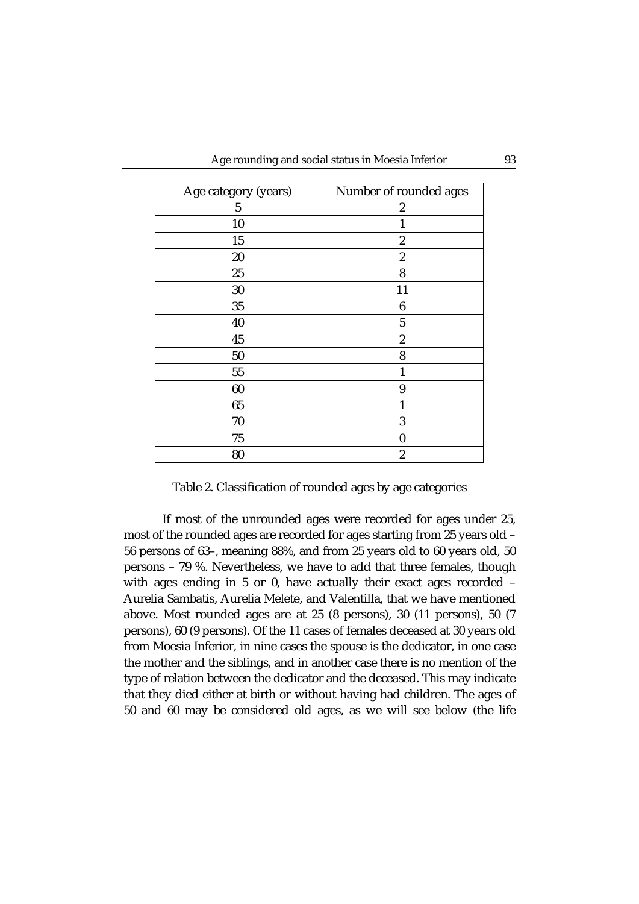| Age category (years) | Number of rounded ages |
|---|---|
| 5 | 2 |
| 10 | 1 |
| 15 | 2 |
| 20 | 2 |
| 25 | 8 |
| 30 | 11 |
| 35 | 6 |
| 40 | 5 |
| 45 | 2 |
| 50 | 8 |
| 55 | 1 |
| 60 | 9 |
| 65 | 1 |
| 70 | 3 |
| 75 | 0 |
| 80 | 2 |

Table 2. Classification of rounded ages by age categories

If most of the unrounded ages were recorded for ages under 25, most of the rounded ages are recorded for ages starting from 25 years old – 56 persons of 63–, meaning 88%, and from 25 years old to 60 years old, 50 persons – 79 %. Nevertheless, we have to add that three females, though with ages ending in 5 or 0, have actually their exact ages recorded – Aurelia Sambatis, Aurelia Melete, and Valentilla, that we have mentioned above. Most rounded ages are at 25 (8 persons), 30 (11 persons), 50 (7 persons), 60 (9 persons). Of the 11 cases of females deceased at 30 years old from Moesia Inferior, in nine cases the spouse is the dedicator, in one case the mother and the siblings, and in another case there is no mention of the type of relation between the dedicator and the deceased. This may indicate that they died either at birth or without having had children. The ages of 50 and 60 may be considered old ages, as we will see below (the life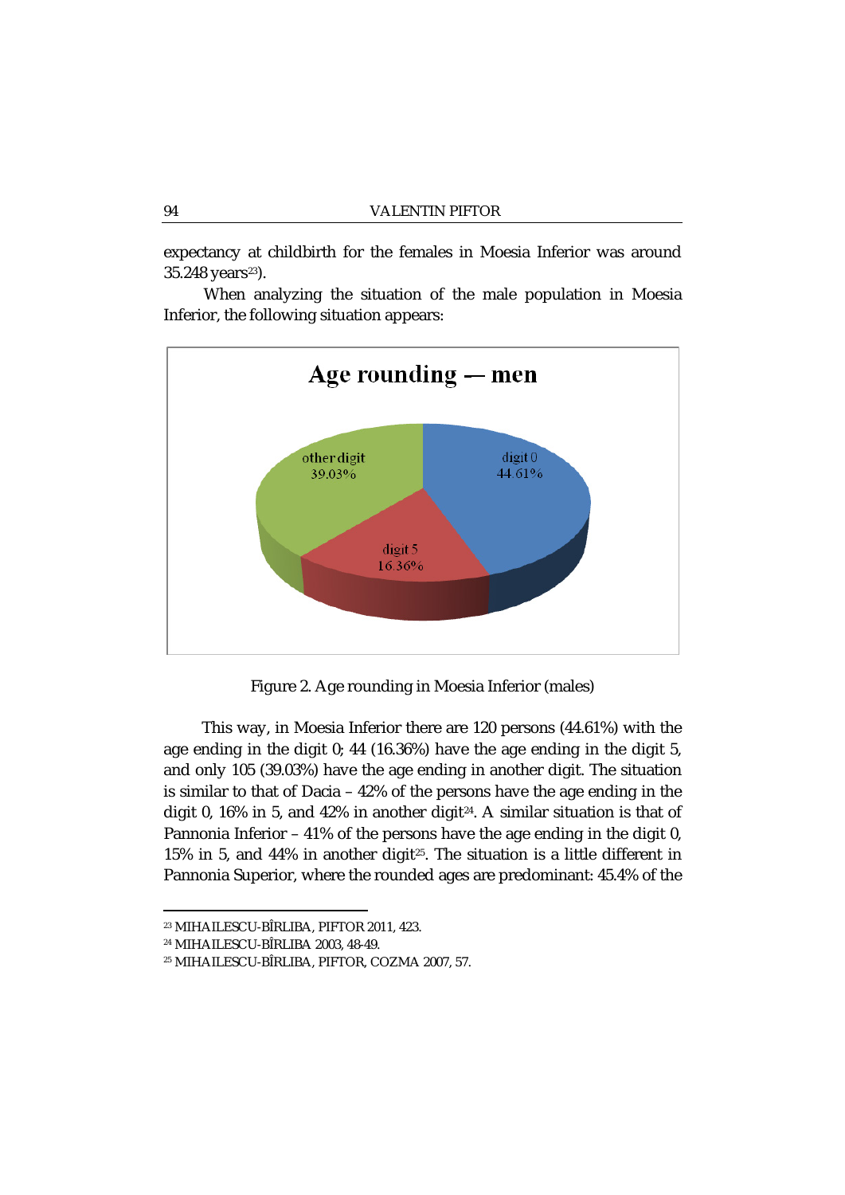expectancy at childbirth for the females in Moesia Inferior was around 35.248 years[23]).

When analyzing the situation of the male population in Moesia Inferior, the following situation appears:

Figure 2. Age rounding in Moesia Inferior (males)

This way, in Moesia Inferior there are 120 persons (44.61%) with the age ending in the digit 0; 44 (16.36%) have the age ending in the digit 5, and only 105 (39.03%) have the age ending in another digit. The situation is similar to that of Dacia – 42% of the persons have the age ending in the digit 0, 16% in 5, and 42% in another digit[24]. A similar situation is that of Pannonia Inferior – 41% of the persons have the age ending in the digit 0, 15% in 5, and 44% in another digit[25]. The situation is a little different in Pannonia Superior, where the rounded ages are predominant: 45.4% of the

[23] MIHAILESCU-BÎRLIBA, PIFTOR 2011, 423.
[24] MIHAILESCU-BÎRLIBA 2003, 48-49.
[25] MIHAILESCU-BÎRLIBA, PIFTOR, COZMA 2007, 57.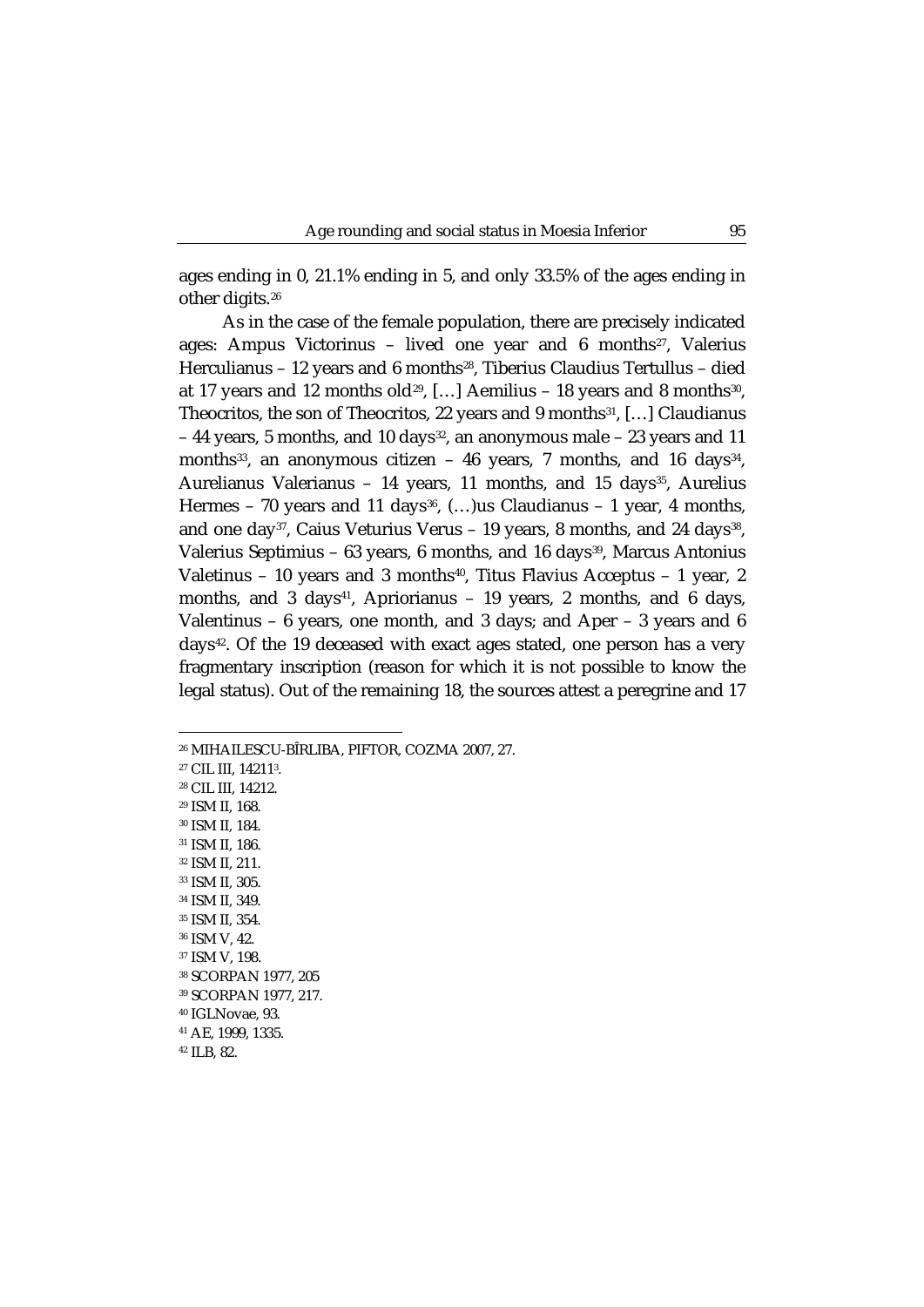ages ending in 0, 21.1% ending in 5, and only 33.5% of the ages ending in other digits.[26]

As in the case of the female population, there are precisely indicated ages: Ampus Victorinus – lived one year and 6 months[27], Valerius Herculianus – 12 years and 6 months[28], Tiberius Claudius Tertullus – died at 17 years and 12 months old[29], […] Aemilius – 18 years and 8 months[30], Theocritos, the son of Theocritos, 22 years and 9 months[31], […] Claudianus – 44 years, 5 months, and 10 days[32], an anonymous male – 23 years and 11 months[33], an anonymous citizen – 46 years, 7 months, and 16 days[34], Aurelianus Valerianus – 14 years, 11 months, and 15 days[35], Aurelius Hermes – 70 years and 11 days[36], (…)us Claudianus – 1 year, 4 months, and one day[37], Caius Veturius Verus – 19 years, 8 months, and 24 days[38], Valerius Septimius – 63 years, 6 months, and 16 days[39], Marcus Antonius Valetinus – 10 years and 3 months[40], Titus Flavius Acceptus – 1 year, 2 months, and 3 days[41], Apriorianus – 19 years, 2 months, and 6 days, Valentinus – 6 years, one month, and 3 days; and Aper – 3 years and 6 days[42]. Of the 19 deceased with exact ages stated, one person has a very fragmentary inscription (reason for which it is not possible to know the legal status). Out of the remaining 18, the sources attest a peregrine and 17

---

[26] MIHAILESCU-BÎRLIBA, PIFTOR, COZMA 2007, 27.

[27] CIL III, 14211[3].

[28] CIL III, 14212.

[29] ISM II, 168.

[30] ISM II, 184.

[31] ISM II, 186.

[32] ISM II, 211.

[33] ISM II, 305.

[34] ISM II, 349.

[35] ISM II, 354.

[36] ISM V, 42.

[37] ISM V, 198.

[38] SCORPAN 1977, 205

[39] SCORPAN 1977, 217.

[40] IGLNovae, 93.

[41] AE, 1999, 1335.

[42] ILB, 82.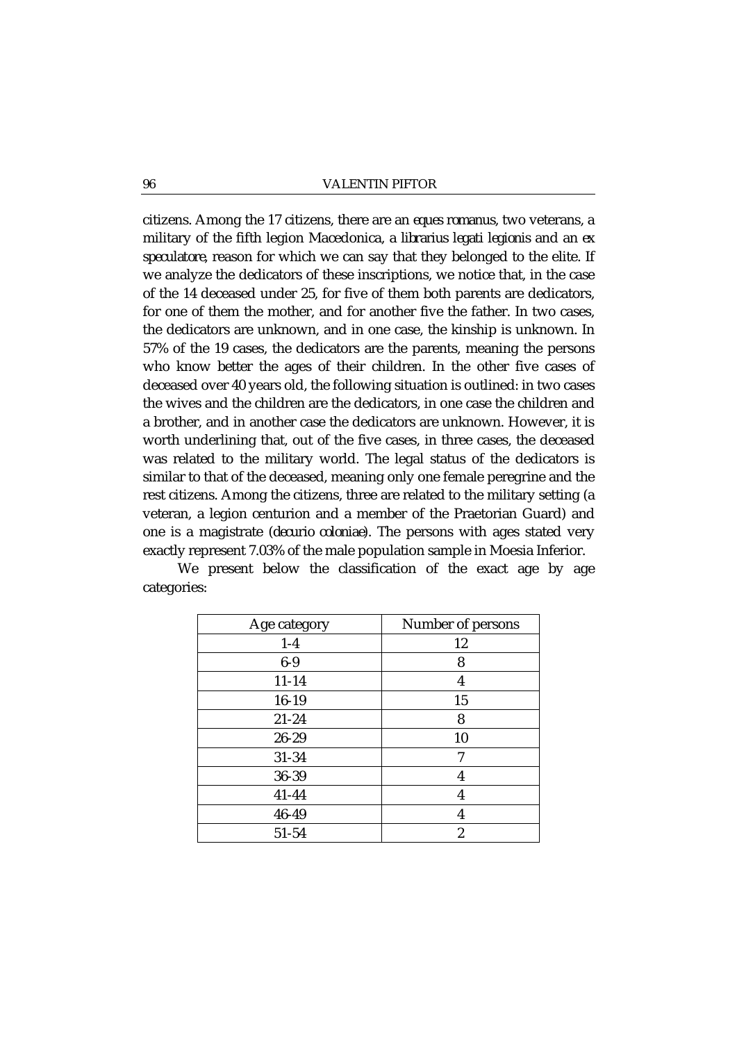citizens. Among the 17 citizens, there are an *eques romanus*, two veterans, a military of the fifth legion Macedonica, a *librarius legati legionis* and an *ex speculatore*, reason for which we can say that they belonged to the elite. If we analyze the dedicators of these inscriptions, we notice that, in the case of the 14 deceased under 25, for five of them both parents are dedicators, for one of them the mother, and for another five the father. In two cases, the dedicators are unknown, and in one case, the kinship is unknown. In 57% of the 19 cases, the dedicators are the parents, meaning the persons who know better the ages of their children. In the other five cases of deceased over 40 years old, the following situation is outlined: in two cases the wives and the children are the dedicators, in one case the children and a brother, and in another case the dedicators are unknown. However, it is worth underlining that, out of the five cases, in three cases, the deceased was related to the military world. The legal status of the dedicators is similar to that of the deceased, meaning only one female peregrine and the rest citizens. Among the citizens, three are related to the military setting (a veteran, a legion centurion and a member of the Praetorian Guard) and one is a magistrate (*decurio coloniae*). The persons with ages stated very exactly represent 7.03% of the male population sample in Moesia Inferior.

We present below the classification of the exact age by age categories:

| Age category | Number of persons |
|---|---|
| 1-4 | 12 |
| 6-9 | 8 |
| 11-14 | 4 |
| 16-19 | 15 |
| 21-24 | 8 |
| 26-29 | 10 |
| 31-34 | 7 |
| 36-39 | 4 |
| 41-44 | 4 |
| 46-49 | 4 |
| 51-54 | 2 |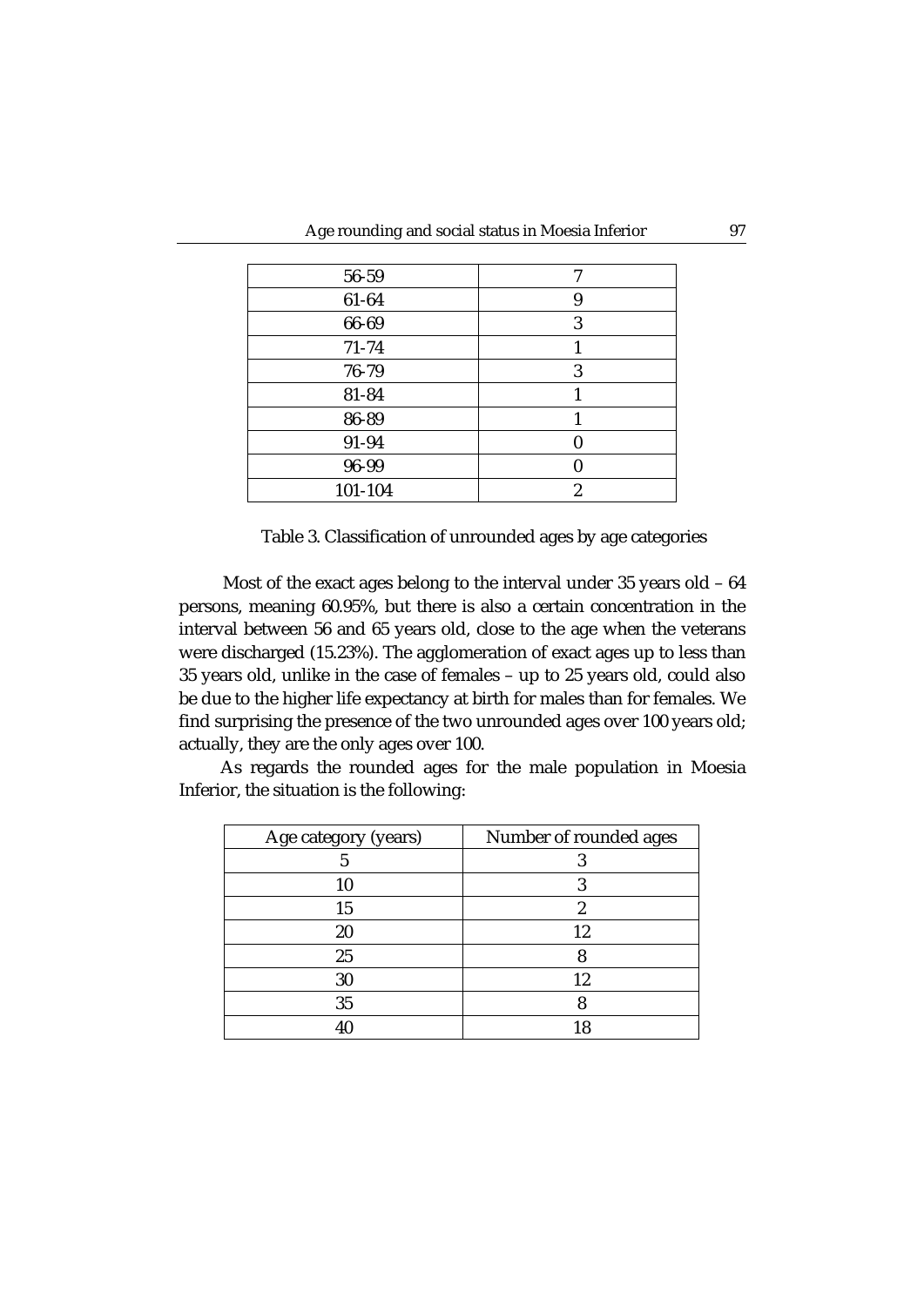| 56-59 | 7 |
|---|---|
| 61-64 | 9 |
| 66-69 | 3 |
| 71-74 | 1 |
| 76-79 | 3 |
| 81-84 | 1 |
| 86-89 | 1 |
| 91-94 | 0 |
| 96-99 | 0 |
| 101-104 | 2 |

Table 3. Classification of unrounded ages by age categories

Most of the exact ages belong to the interval under 35 years old – 64 persons, meaning 60.95%, but there is also a certain concentration in the interval between 56 and 65 years old, close to the age when the veterans were discharged (15.23%). The agglomeration of exact ages up to less than 35 years old, unlike in the case of females – up to 25 years old, could also be due to the higher life expectancy at birth for males than for females. We find surprising the presence of the two unrounded ages over 100 years old; actually, they are the only ages over 100.

As regards the rounded ages for the male population in Moesia Inferior, the situation is the following:

| Age category (years) | Number of rounded ages |
|---|---|
| 5 | 3 |
| 10 | 3 |
| 15 | 2 |
| 20 | 12 |
| 25 | 8 |
| 30 | 12 |
| 35 | 8 |
| 40 | 18 |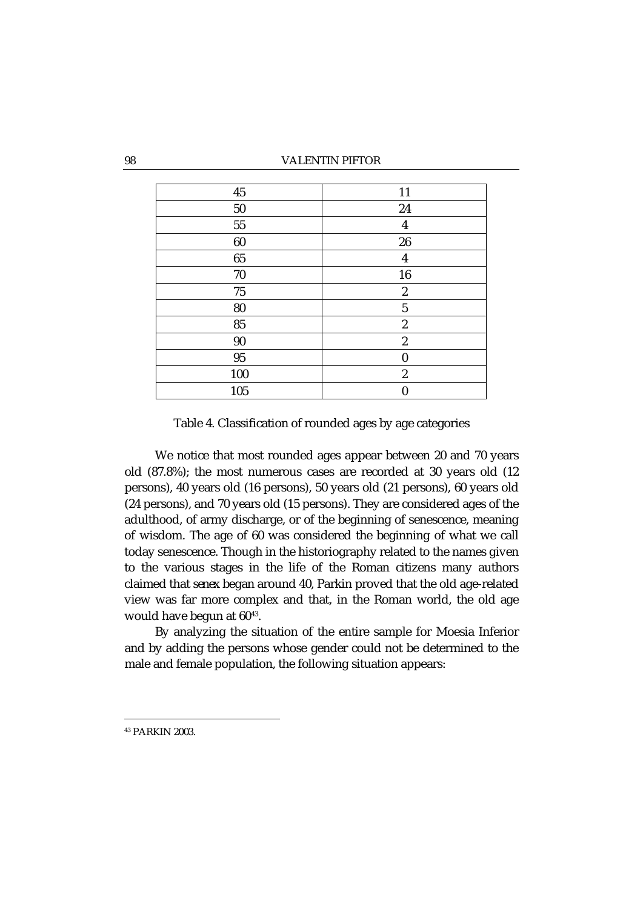| | |
|---|---|
| 45 | 11 |
| 50 | 24 |
| 55 | 4 |
| 60 | 26 |
| 65 | 4 |
| 70 | 16 |
| 75 | 2 |
| 80 | 5 |
| 85 | 2 |
| 90 | 2 |
| 95 | 0 |
| 100 | 2 |
| 105 | 0 |

Table 4. Classification of rounded ages by age categories

We notice that most rounded ages appear between 20 and 70 years old (87.8%); the most numerous cases are recorded at 30 years old (12 persons), 40 years old (16 persons), 50 years old (21 persons), 60 years old (24 persons), and 70 years old (15 persons). They are considered ages of the adulthood, of army discharge, or of the beginning of senescence, meaning of wisdom. The age of 60 was considered the beginning of what we call today senescence. Though in the historiography related to the names given to the various stages in the life of the Roman citizens many authors claimed that *senex* began around 40, Parkin proved that the old age-related view was far more complex and that, in the Roman world, the old age would have begun at 60[43].

By analyzing the situation of the entire sample for Moesia Inferior and by adding the persons whose gender could not be determined to the male and female population, the following situation appears:

[43] PARKIN 2003.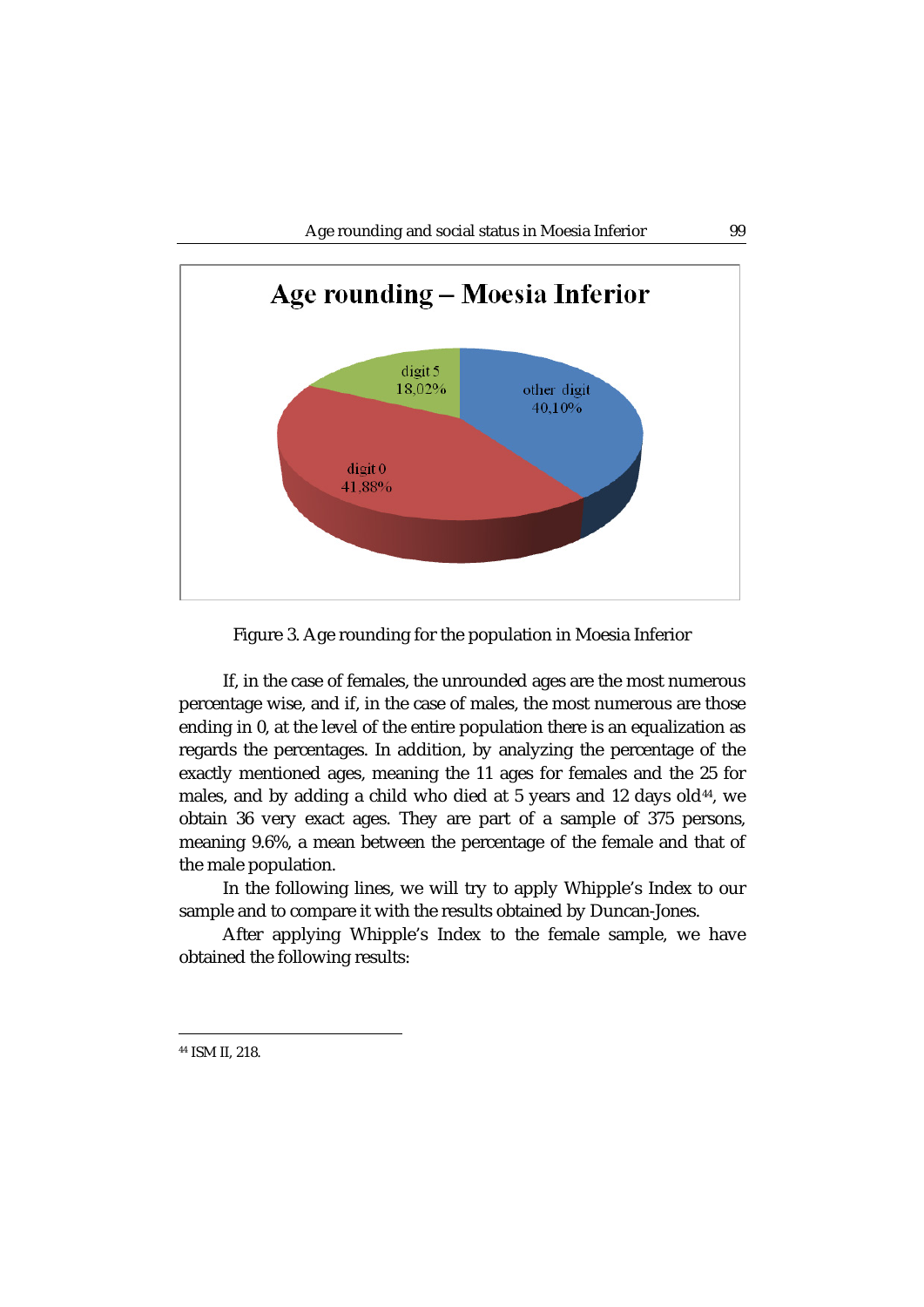Figure 3. Age rounding for the population in Moesia Inferior

If, in the case of females, the unrounded ages are the most numerous percentage wise, and if, in the case of males, the most numerous are those ending in 0, at the level of the entire population there is an equalization as regards the percentages. In addition, by analyzing the percentage of the exactly mentioned ages, meaning the 11 ages for females and the 25 for males, and by adding a child who died at 5 years and 12 days old[44], we obtain 36 very exact ages. They are part of a sample of 375 persons, meaning 9.6%, a mean between the percentage of the female and that of the male population.

In the following lines, we will try to apply Whipple's Index to our sample and to compare it with the results obtained by Duncan-Jones.

After applying Whipple's Index to the female sample, we have obtained the following results:

[44] ISM II, 218.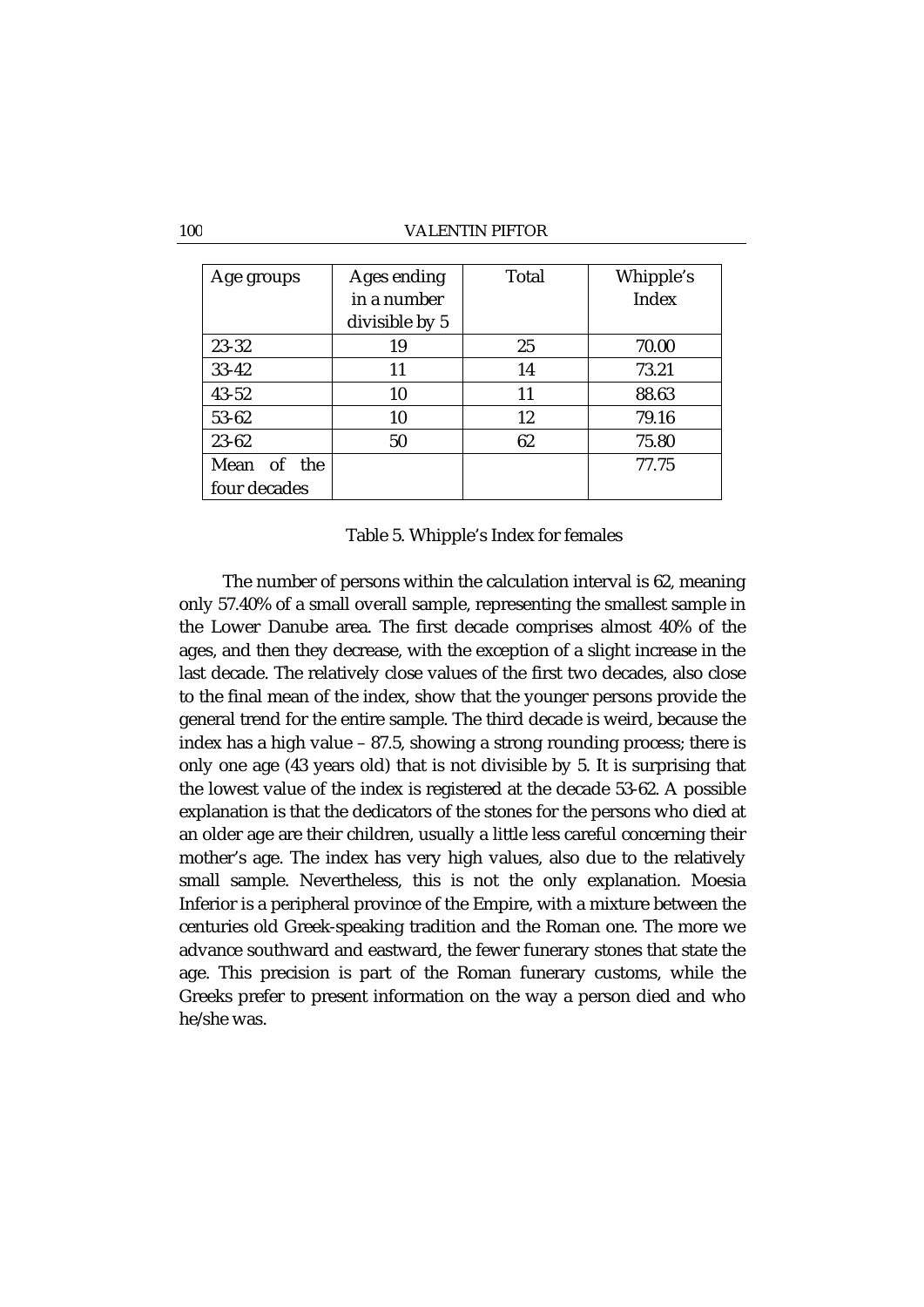| Age groups | Ages ending in a number divisible by 5 | Total | Whipple's Index |
|---|---|---|---|
| 23-32 | 19 | 25 | 70.00 |
| 33-42 | 11 | 14 | 73.21 |
| 43-52 | 10 | 11 | 88.63 |
| 53-62 | 10 | 12 | 79.16 |
| 23-62 | 50 | 62 | 75.80 |
| Mean of the four decades | | | 77.75 |

Table 5. Whipple's Index for females

The number of persons within the calculation interval is 62, meaning only 57.40% of a small overall sample, representing the smallest sample in the Lower Danube area. The first decade comprises almost 40% of the ages, and then they decrease, with the exception of a slight increase in the last decade. The relatively close values of the first two decades, also close to the final mean of the index, show that the younger persons provide the general trend for the entire sample. The third decade is weird, because the index has a high value – 87.5, showing a strong rounding process; there is only one age (43 years old) that is not divisible by 5. It is surprising that the lowest value of the index is registered at the decade 53-62. A possible explanation is that the dedicators of the stones for the persons who died at an older age are their children, usually a little less careful concerning their mother's age. The index has very high values, also due to the relatively small sample. Nevertheless, this is not the only explanation. Moesia Inferior is a peripheral province of the Empire, with a mixture between the centuries old Greek-speaking tradition and the Roman one. The more we advance southward and eastward, the fewer funerary stones that state the age. This precision is part of the Roman funerary customs, while the Greeks prefer to present information on the way a person died and who he/she was.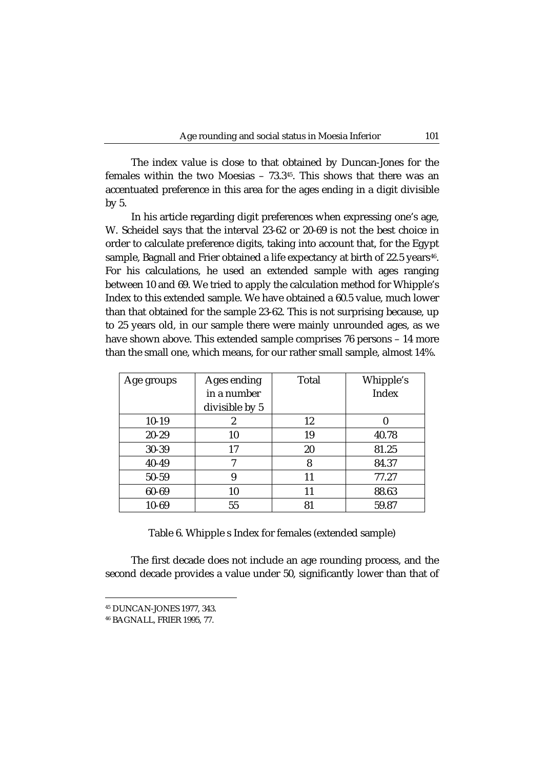The index value is close to that obtained by Duncan-Jones for the females within the two Moesias – 73.3[45]. This shows that there was an accentuated preference in this area for the ages ending in a digit divisible by 5.

In his article regarding digit preferences when expressing one's age, W. Scheidel says that the interval 23-62 or 20-69 is not the best choice in order to calculate preference digits, taking into account that, for the Egypt sample, Bagnall and Frier obtained a life expectancy at birth of 22.5 years[46]. For his calculations, he used an extended sample with ages ranging between 10 and 69. We tried to apply the calculation method for Whipple's Index to this extended sample. We have obtained a 60.5 value, much lower than that obtained for the sample 23-62. This is not surprising because, up to 25 years old, in our sample there were mainly unrounded ages, as we have shown above. This extended sample comprises 76 persons – 14 more than the small one, which means, for our rather small sample, almost 14%.

| Age groups | Ages ending in a number divisible by 5 | Total | Whipple's Index |
|---|---|---|---|
| 10-19 | 2 | 12 | 0 |
| 20-29 | 10 | 19 | 40.78 |
| 30-39 | 17 | 20 | 81.25 |
| 40-49 | 7 | 8 | 84.37 |
| 50-59 | 9 | 11 | 77.27 |
| 60-69 | 10 | 11 | 88.63 |
| 10-69 | 55 | 81 | 59.87 |

Table 6. Whipple s Index for females (extended sample)

The first decade does not include an age rounding process, and the second decade provides a value under 50, significantly lower than that of

[45] DUNCAN-JONES 1977, 343.

[46] BAGNALL, FRIER 1995, 77.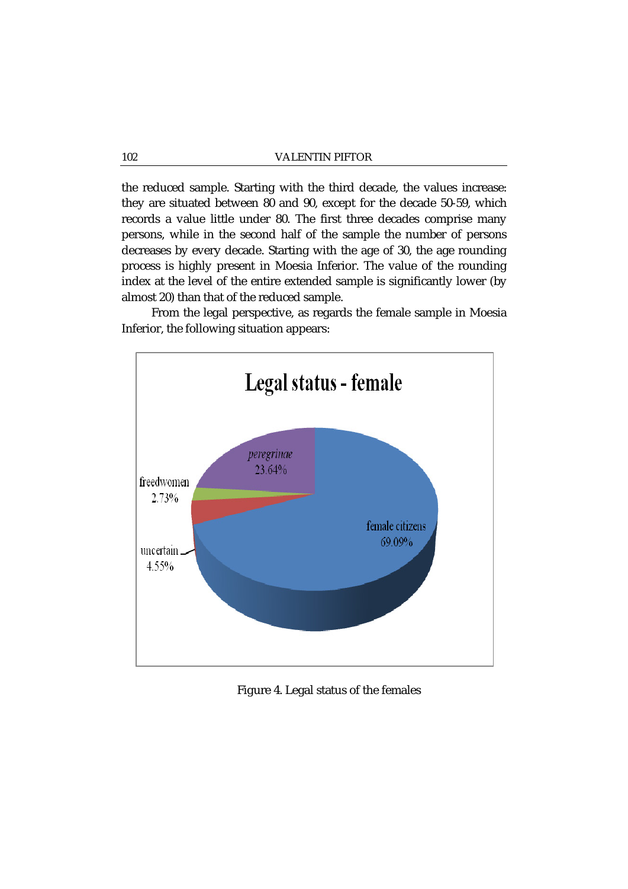the reduced sample. Starting with the third decade, the values increase: they are situated between 80 and 90, except for the decade 50-59, which records a value little under 80. The first three decades comprise many persons, while in the second half of the sample the number of persons decreases by every decade. Starting with the age of 30, the age rounding process is highly present in Moesia Inferior. The value of the rounding index at the level of the entire extended sample is significantly lower (by almost 20) than that of the reduced sample.

From the legal perspective, as regards the female sample in Moesia Inferior, the following situation appears:

Figure 4. Legal status of the females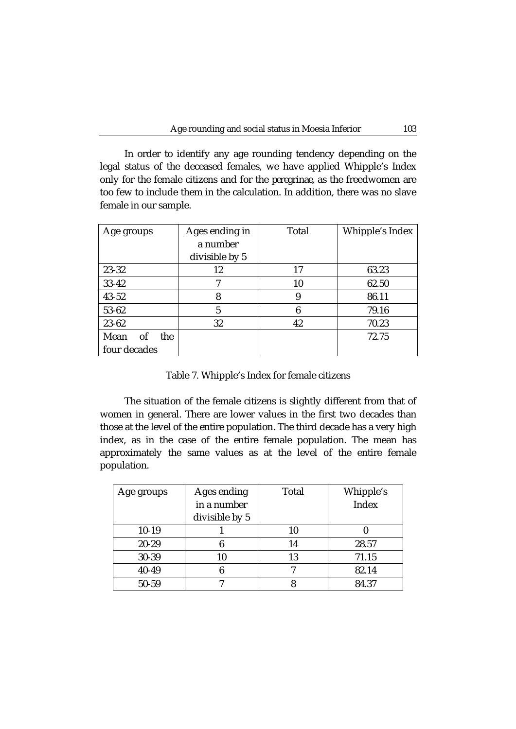In order to identify any age rounding tendency depending on the legal status of the deceased females, we have applied Whipple's Index only for the female citizens and for the *peregrinae*, as the freedwomen are too few to include them in the calculation. In addition, there was no slave female in our sample.

| Age groups | Ages ending in a number divisible by 5 | Total | Whipple's Index |
|---|---|---|---|
| 23-32 | 12 | 17 | 63.23 |
| 33-42 | 7 | 10 | 62.50 |
| 43-52 | 8 | 9 | 86.11 |
| 53-62 | 5 | 6 | 79.16 |
| 23-62 | 32 | 42 | 70.23 |
| Mean of the four decades | | | 72.75 |

Table 7. Whipple's Index for female citizens

The situation of the female citizens is slightly different from that of women in general. There are lower values in the first two decades than those at the level of the entire population. The third decade has a very high index, as in the case of the entire female population. The mean has approximately the same values as at the level of the entire female population.

| Age groups | Ages ending in a number divisible by 5 | Total | Whipple's Index |
|---|---|---|---|
| 10-19 | 1 | 10 | 0 |
| 20-29 | 6 | 14 | 28.57 |
| 30-39 | 10 | 13 | 71.15 |
| 40-49 | 6 | 7 | 82.14 |
| 50-59 | 7 | 8 | 84.37 |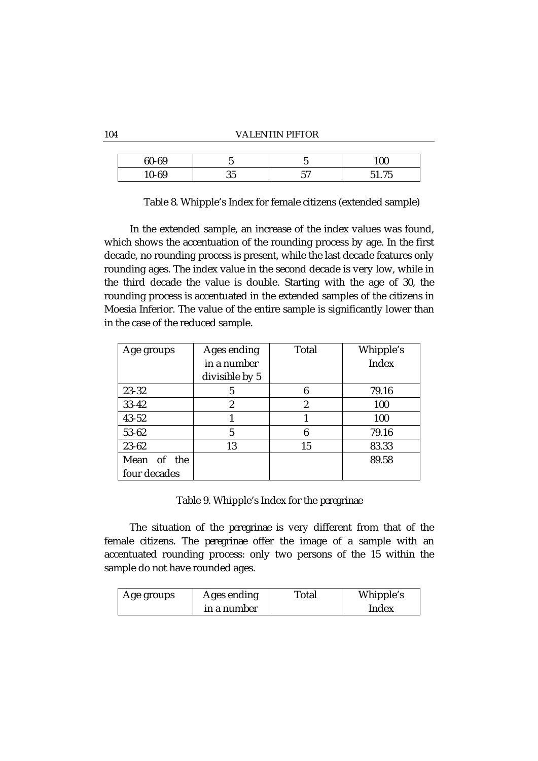| 60-69 | 5 | 5 | 100 |
|---|---|---|---|
| 10-69 | 35 | 57 | 51.75 |

Table 8. Whipple's Index for female citizens (extended sample)

In the extended sample, an increase of the index values was found, which shows the accentuation of the rounding process by age. In the first decade, no rounding process is present, while the last decade features only rounding ages. The index value in the second decade is very low, while in the third decade the value is double. Starting with the age of 30, the rounding process is accentuated in the extended samples of the citizens in Moesia Inferior. The value of the entire sample is significantly lower than in the case of the reduced sample.

| Age groups | Ages ending in a number divisible by 5 | Total | Whipple's Index |
|---|---|---|---|
| 23-32 | 5 | 6 | 79.16 |
| 33-42 | 2 | 2 | 100 |
| 43-52 | 1 | 1 | 100 |
| 53-62 | 5 | 6 | 79.16 |
| 23-62 | 13 | 15 | 83.33 |
| Mean of the four decades | | | 89.58 |

Table 9. Whipple's Index for the *peregrinae*

The situation of the *peregrinae* is very different from that of the female citizens. The *peregrinae* offer the image of a sample with an accentuated rounding process: only two persons of the 15 within the sample do not have rounded ages.

| Age groups | Ages ending in a number | Total | Whipple's Index |
|---|---|---|---|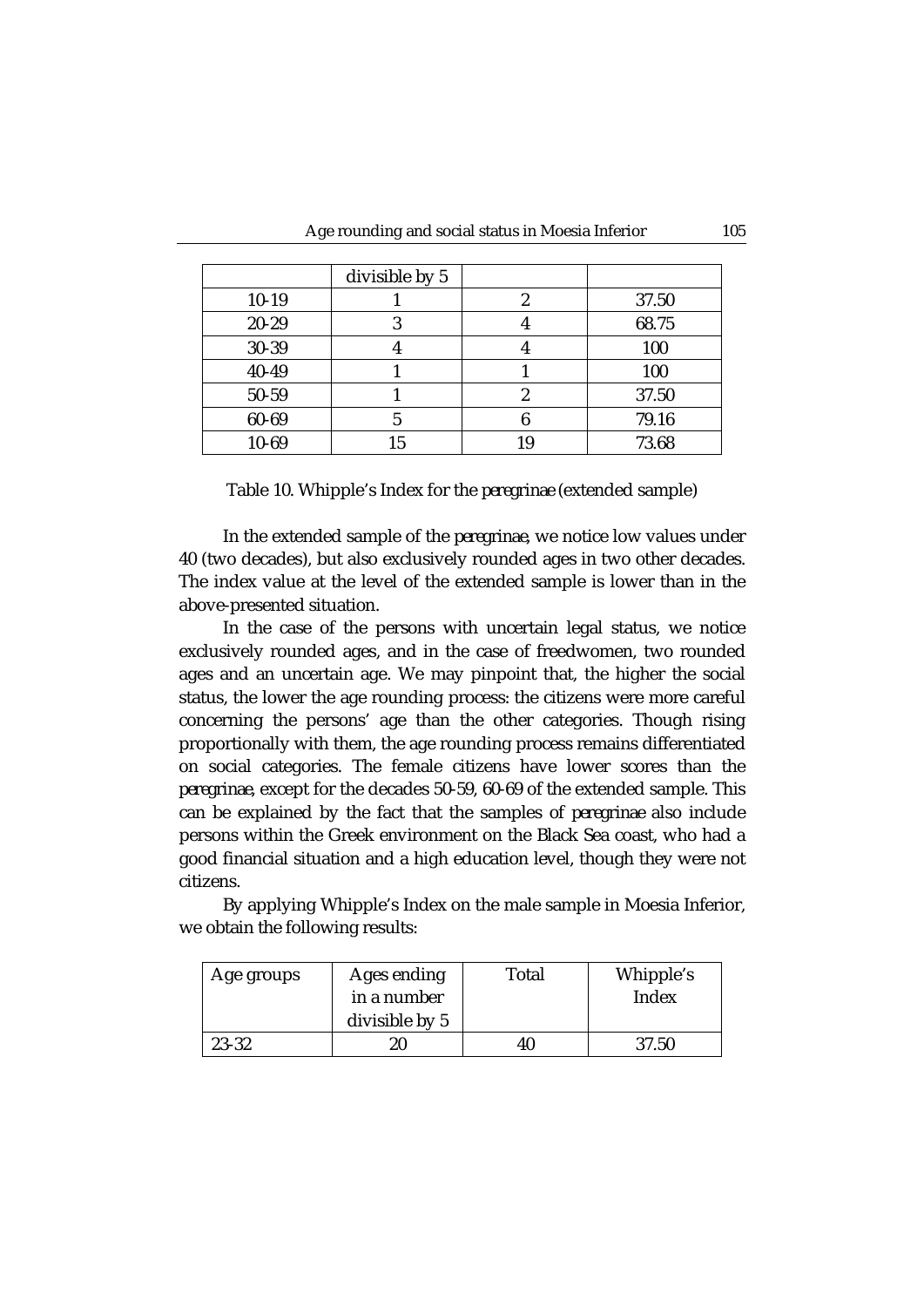| | divisible by 5 | | |
|---|---|---|---|
| 10-19 | 1 | 2 | 37.50 |
| 20-29 | 3 | 4 | 68.75 |
| 30-39 | 4 | 4 | 100 |
| 40-49 | 1 | 1 | 100 |
| 50-59 | 1 | 2 | 37.50 |
| 60-69 | 5 | 6 | 79.16 |
| 10-69 | 15 | 19 | 73.68 |

Table 10. Whipple's Index for the *peregrinae* (extended sample)

In the extended sample of the *peregrinae*, we notice low values under 40 (two decades), but also exclusively rounded ages in two other decades. The index value at the level of the extended sample is lower than in the above-presented situation.

In the case of the persons with uncertain legal status, we notice exclusively rounded ages, and in the case of freedwomen, two rounded ages and an uncertain age. We may pinpoint that, the higher the social status, the lower the age rounding process: the citizens were more careful concerning the persons' age than the other categories. Though rising proportionally with them, the age rounding process remains differentiated on social categories. The female citizens have lower scores than the *peregrinae*, except for the decades 50-59, 60-69 of the extended sample. This can be explained by the fact that the samples of *peregrinae* also include persons within the Greek environment on the Black Sea coast, who had a good financial situation and a high education level, though they were not citizens.

By applying Whipple's Index on the male sample in Moesia Inferior, we obtain the following results:

| Age groups | Ages ending in a number divisible by 5 | Total | Whipple's Index |
|---|---|---|---|
| 23-32 | 20 | 40 | 37.50 |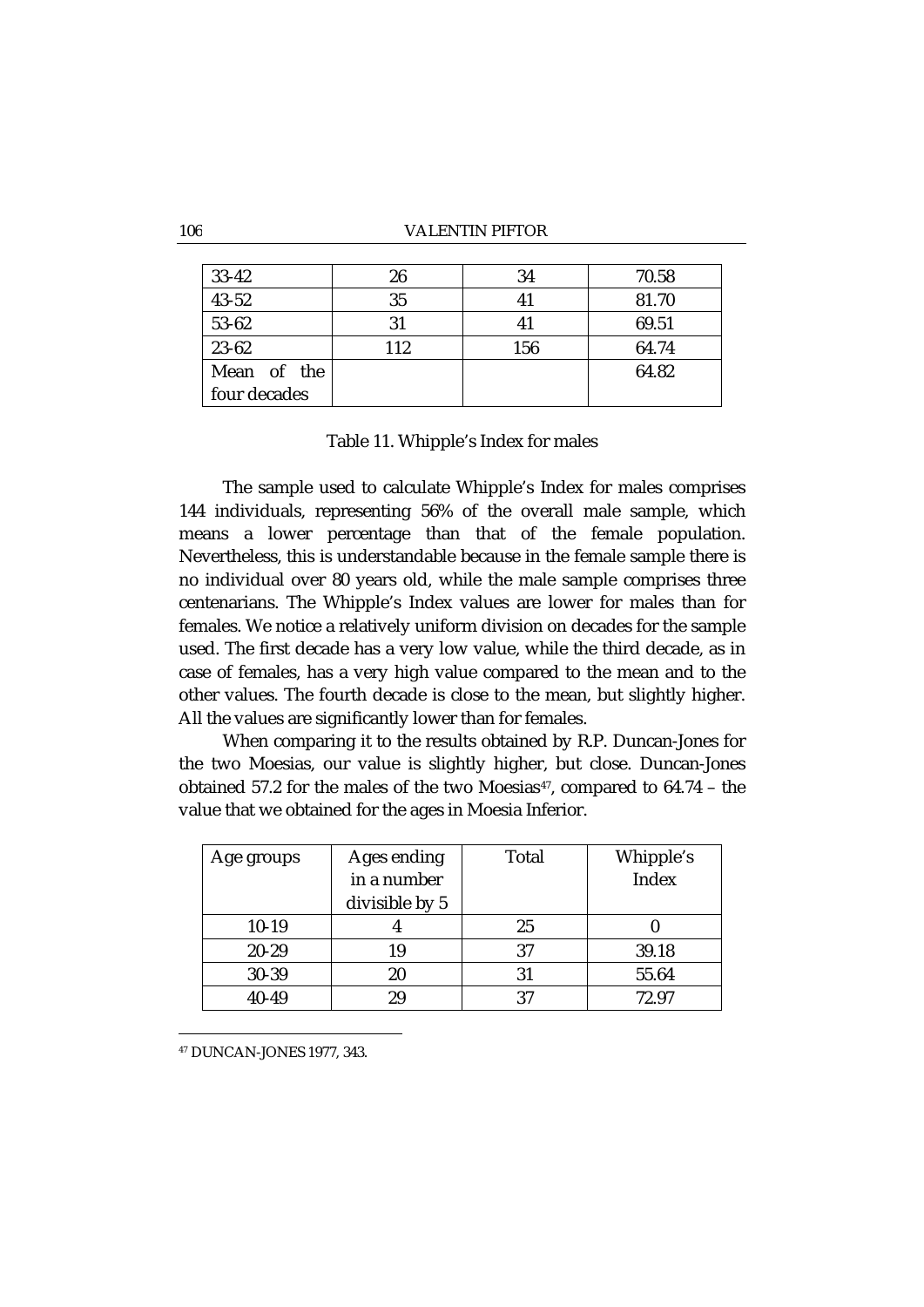| | | | |
|---|---|---|---|
| 33-42 | 26 | 34 | 70.58 |
| 43-52 | 35 | 41 | 81.70 |
| 53-62 | 31 | 41 | 69.51 |
| 23-62 | 112 | 156 | 64.74 |
| Mean of the four decades | | | 64.82 |

Table 11. Whipple's Index for males

The sample used to calculate Whipple's Index for males comprises 144 individuals, representing 56% of the overall male sample, which means a lower percentage than that of the female population. Nevertheless, this is understandable because in the female sample there is no individual over 80 years old, while the male sample comprises three centenarians. The Whipple's Index values are lower for males than for females. We notice a relatively uniform division on decades for the sample used. The first decade has a very low value, while the third decade, as in case of females, has a very high value compared to the mean and to the other values. The fourth decade is close to the mean, but slightly higher. All the values are significantly lower than for females.

When comparing it to the results obtained by R.P. Duncan-Jones for the two Moesias, our value is slightly higher, but close. Duncan-Jones obtained 57.2 for the males of the two Moesias[47], compared to 64.74 – the value that we obtained for the ages in Moesia Inferior.

| Age groups | Ages ending in a number divisible by 5 | Total | Whipple's Index |
|---|---|---|---|
| 10-19 | 4 | 25 | 0 |
| 20-29 | 19 | 37 | 39.18 |
| 30-39 | 20 | 31 | 55.64 |
| 40-49 | 29 | 37 | 72.97 |

[47] DUNCAN-JONES 1977, 343.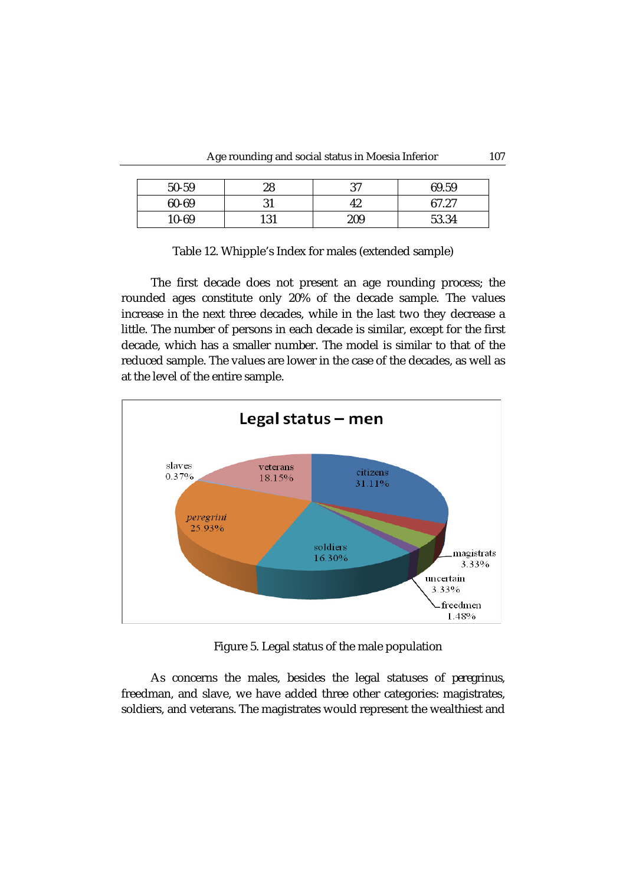| 50-59 | 28 | 37 | 69.59 |
|---|---|---|---|
| 60-69 | 31 | 42 | 67.27 |
| 10-69 | 131 | 209 | 53.34 |

Table 12. Whipple's Index for males (extended sample)

The first decade does not present an age rounding process; the rounded ages constitute only 20% of the decade sample. The values increase in the next three decades, while in the last two they decrease a little. The number of persons in each decade is similar, except for the first decade, which has a smaller number. The model is similar to that of the reduced sample. The values are lower in the case of the decades, as well as at the level of the entire sample.

**Legal status – men**

slaves 0.37%; veterans 18.15%; citizens 31.11%; *peregrini* 25.93%; soldiers 16.30%; magistrats 3.33%; uncertain 3.33%; freedmen 1.48%

Figure 5. Legal status of the male population

As concerns the males, besides the legal statuses of *peregrinus*, freedman, and slave, we have added three other categories: magistrates, soldiers, and veterans. The magistrates would represent the wealthiest and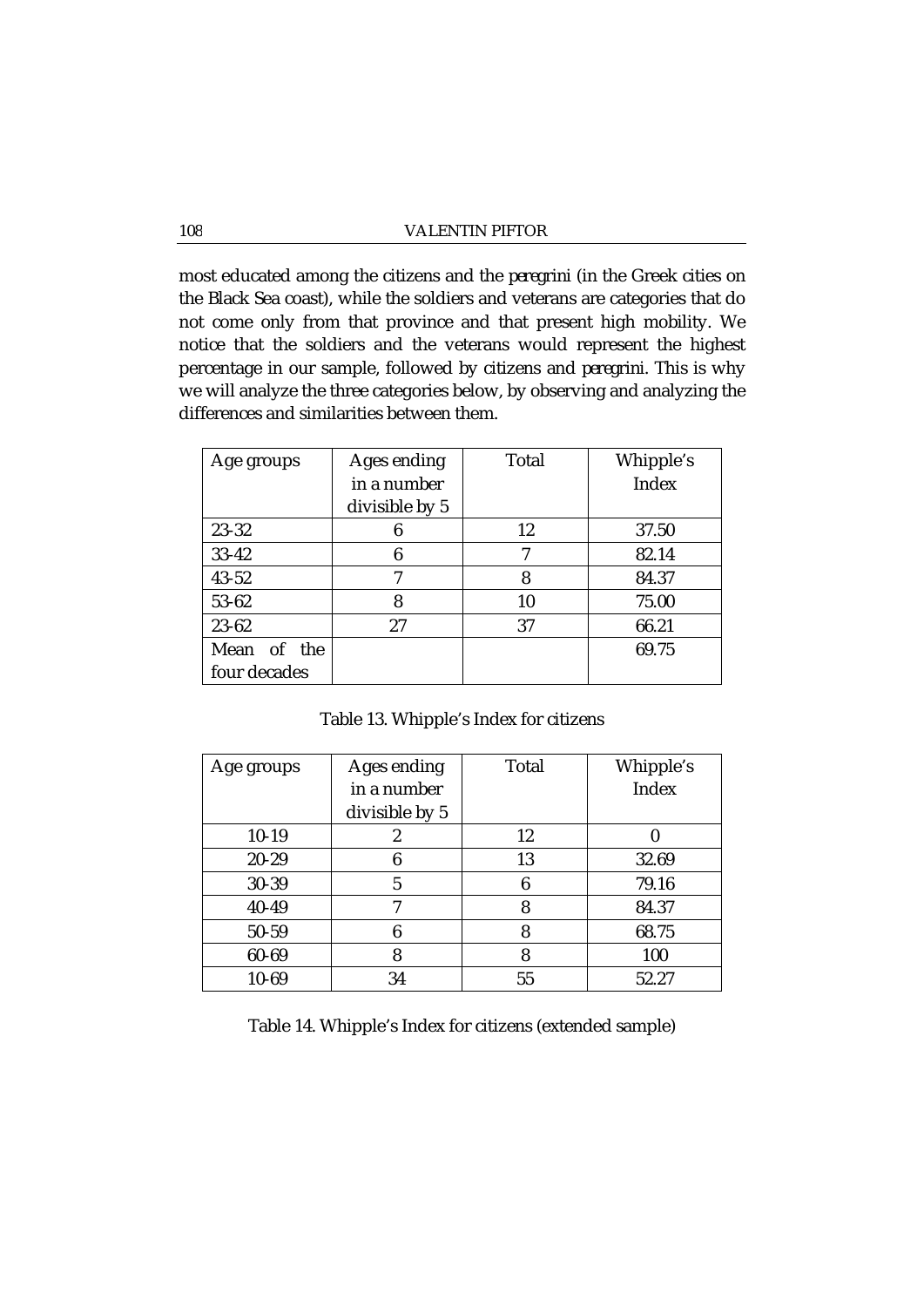most educated among the citizens and the *peregrini* (in the Greek cities on the Black Sea coast), while the soldiers and veterans are categories that do not come only from that province and that present high mobility. We notice that the soldiers and the veterans would represent the highest percentage in our sample, followed by citizens and *peregrini*. This is why we will analyze the three categories below, by observing and analyzing the differences and similarities between them.

| Age groups | Ages ending in a number divisible by 5 | Total | Whipple's Index |
|---|---|---|---|
| 23-32 | 6 | 12 | 37.50 |
| 33-42 | 6 | 7 | 82.14 |
| 43-52 | 7 | 8 | 84.37 |
| 53-62 | 8 | 10 | 75.00 |
| 23-62 | 27 | 37 | 66.21 |
| Mean of the four decades | | | 69.75 |

Table 13. Whipple's Index for citizens

| Age groups | Ages ending in a number divisible by 5 | Total | Whipple's Index |
|---|---|---|---|
| 10-19 | 2 | 12 | 0 |
| 20-29 | 6 | 13 | 32.69 |
| 30-39 | 5 | 6 | 79.16 |
| 40-49 | 7 | 8 | 84.37 |
| 50-59 | 6 | 8 | 68.75 |
| 60-69 | 8 | 8 | 100 |
| 10-69 | 34 | 55 | 52.27 |

Table 14. Whipple's Index for citizens (extended sample)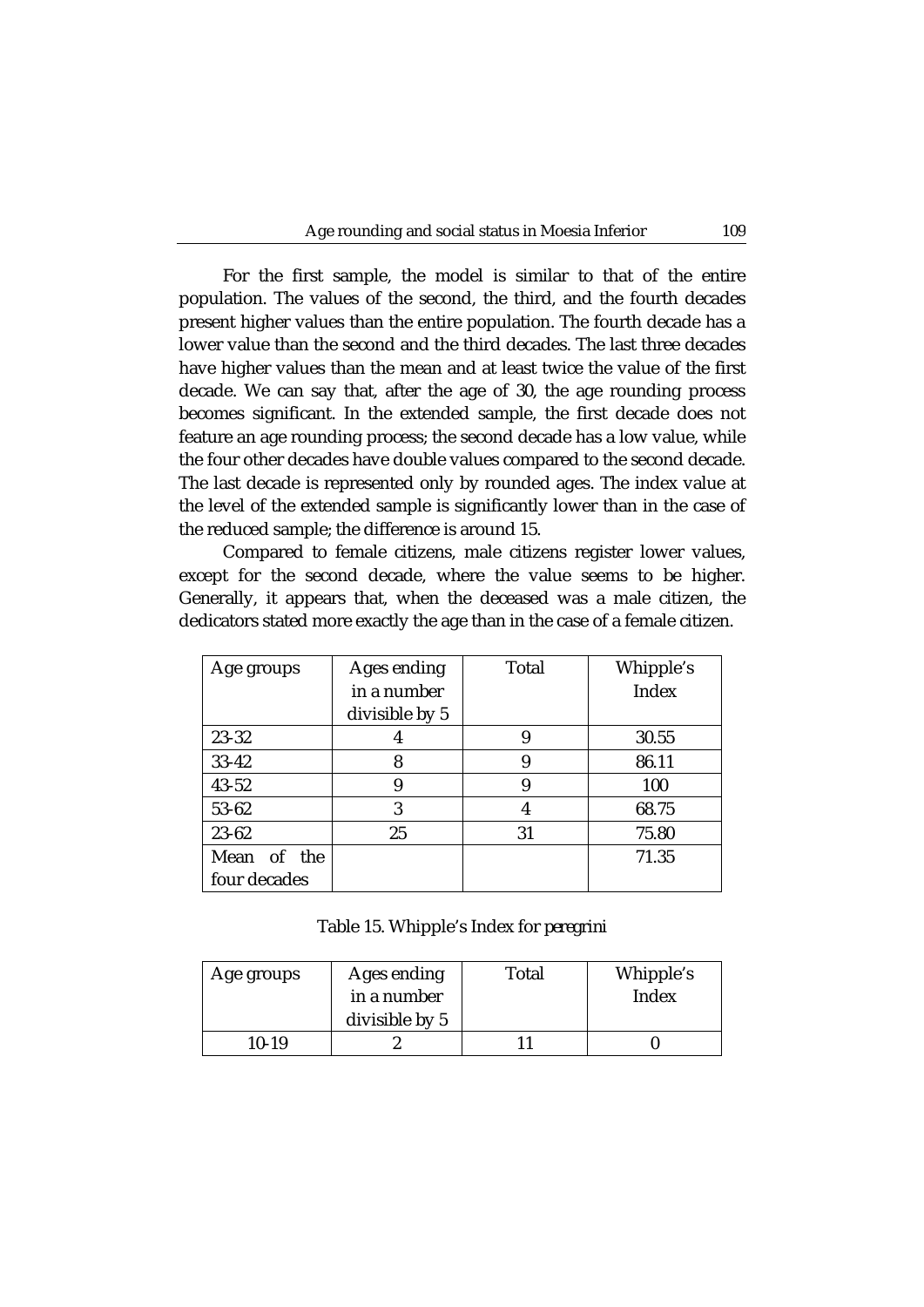For the first sample, the model is similar to that of the entire population. The values of the second, the third, and the fourth decades present higher values than the entire population. The fourth decade has a lower value than the second and the third decades. The last three decades have higher values than the mean and at least twice the value of the first decade. We can say that, after the age of 30, the age rounding process becomes significant. In the extended sample, the first decade does not feature an age rounding process; the second decade has a low value, while the four other decades have double values compared to the second decade. The last decade is represented only by rounded ages. The index value at the level of the extended sample is significantly lower than in the case of the reduced sample; the difference is around 15.

Compared to female citizens, male citizens register lower values, except for the second decade, where the value seems to be higher. Generally, it appears that, when the deceased was a male citizen, the dedicators stated more exactly the age than in the case of a female citizen.

| Age groups | Ages ending in a number divisible by 5 | Total | Whipple's Index |
|---|---|---|---|
| 23-32 | 4 | 9 | 30.55 |
| 33-42 | 8 | 9 | 86.11 |
| 43-52 | 9 | 9 | 100 |
| 53-62 | 3 | 4 | 68.75 |
| 23-62 | 25 | 31 | 75.80 |
| Mean of the four decades | | | 71.35 |

Table 15. Whipple's Index for *peregrini*

| Age groups | Ages ending in a number divisible by 5 | Total | Whipple's Index |
|---|---|---|---|
| 10-19 | 2 | 11 | 0 |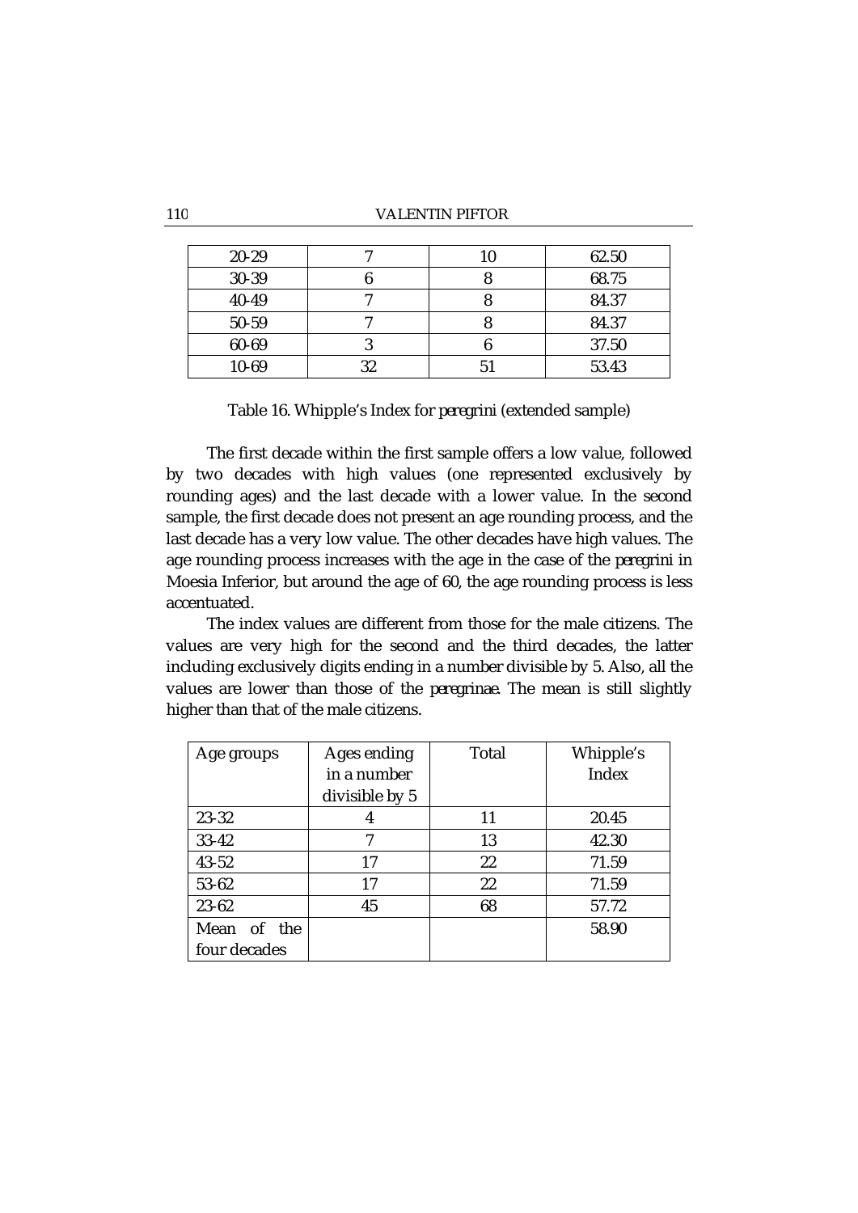| 20-29 | 7 | 10 | 62.50 |
|---|---|---|---|
| 30-39 | 6 | 8 | 68.75 |
| 40-49 | 7 | 8 | 84.37 |
| 50-59 | 7 | 8 | 84.37 |
| 60-69 | 3 | 6 | 37.50 |
| 10-69 | 32 | 51 | 53.43 |

Table 16. Whipple's Index for *peregrini* (extended sample)

The first decade within the first sample offers a low value, followed by two decades with high values (one represented exclusively by rounding ages) and the last decade with a lower value. In the second sample, the first decade does not present an age rounding process, and the last decade has a very low value. The other decades have high values. The age rounding process increases with the age in the case of the *peregrini* in Moesia Inferior, but around the age of 60, the age rounding process is less accentuated.

The index values are different from those for the male citizens. The values are very high for the second and the third decades, the latter including exclusively digits ending in a number divisible by 5. Also, all the values are lower than those of the *peregrinae*. The mean is still slightly higher than that of the male citizens.

| Age groups | Ages ending in a number divisible by 5 | Total | Whipple's Index |
|---|---|---|---|
| 23-32 | 4 | 11 | 20.45 |
| 33-42 | 7 | 13 | 42.30 |
| 43-52 | 17 | 22 | 71.59 |
| 53-62 | 17 | 22 | 71.59 |
| 23-62 | 45 | 68 | 57.72 |
| Mean of the four decades | | | 58.90 |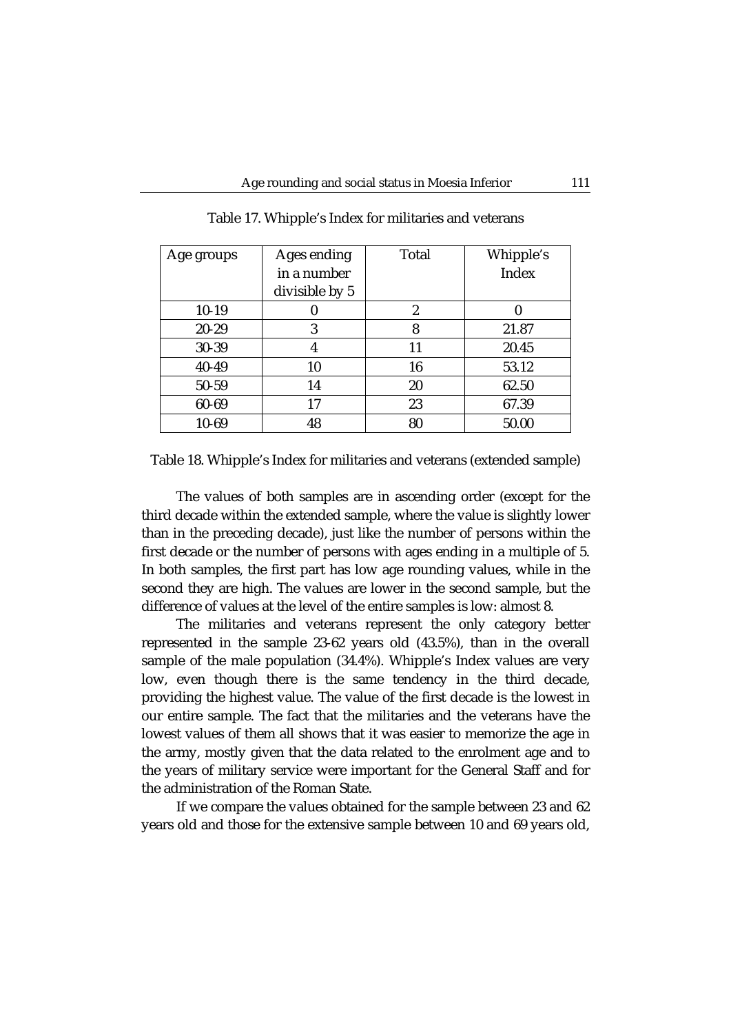Table 17. Whipple's Index for militaries and veterans

| Age groups | Ages ending in a number divisible by 5 | Total | Whipple's Index |
|---|---|---|---|
| 10-19 | 0 | 2 | 0 |
| 20-29 | 3 | 8 | 21.87 |
| 30-39 | 4 | 11 | 20.45 |
| 40-49 | 10 | 16 | 53.12 |
| 50-59 | 14 | 20 | 62.50 |
| 60-69 | 17 | 23 | 67.39 |
| 10-69 | 48 | 80 | 50.00 |

Table 18. Whipple's Index for militaries and veterans (extended sample)

The values of both samples are in ascending order (except for the third decade within the extended sample, where the value is slightly lower than in the preceding decade), just like the number of persons within the first decade or the number of persons with ages ending in a multiple of 5. In both samples, the first part has low age rounding values, while in the second they are high. The values are lower in the second sample, but the difference of values at the level of the entire samples is low: almost 8.

The militaries and veterans represent the only category better represented in the sample 23-62 years old (43.5%), than in the overall sample of the male population (34.4%). Whipple's Index values are very low, even though there is the same tendency in the third decade, providing the highest value. The value of the first decade is the lowest in our entire sample. The fact that the militaries and the veterans have the lowest values of them all shows that it was easier to memorize the age in the army, mostly given that the data related to the enrolment age and to the years of military service were important for the General Staff and for the administration of the Roman State.

If we compare the values obtained for the sample between 23 and 62 years old and those for the extensive sample between 10 and 69 years old,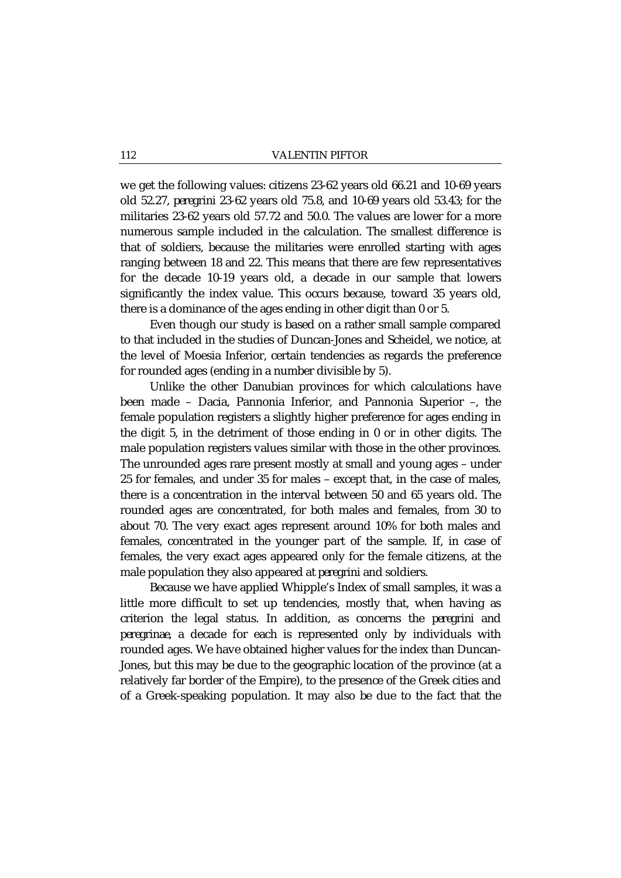we get the following values: citizens 23-62 years old 66.21 and 10-69 years old 52.27, *peregrini* 23-62 years old 75.8, and 10-69 years old 53.43; for the militaries 23-62 years old 57.72 and 50.0. The values are lower for a more numerous sample included in the calculation. The smallest difference is that of soldiers, because the militaries were enrolled starting with ages ranging between 18 and 22. This means that there are few representatives for the decade 10-19 years old, a decade in our sample that lowers significantly the index value. This occurs because, toward 35 years old, there is a dominance of the ages ending in other digit than 0 or 5.

Even though our study is based on a rather small sample compared to that included in the studies of Duncan-Jones and Scheidel, we notice, at the level of Moesia Inferior, certain tendencies as regards the preference for rounded ages (ending in a number divisible by 5).

Unlike the other Danubian provinces for which calculations have been made – Dacia, Pannonia Inferior, and Pannonia Superior –, the female population registers a slightly higher preference for ages ending in the digit 5, in the detriment of those ending in 0 or in other digits. The male population registers values similar with those in the other provinces. The unrounded ages rare present mostly at small and young ages – under 25 for females, and under 35 for males – except that, in the case of males, there is a concentration in the interval between 50 and 65 years old. The rounded ages are concentrated, for both males and females, from 30 to about 70. The very exact ages represent around 10% for both males and females, concentrated in the younger part of the sample. If, in case of females, the very exact ages appeared only for the female citizens, at the male population they also appeared at *peregrini* and soldiers.

Because we have applied Whipple's Index of small samples, it was a little more difficult to set up tendencies, mostly that, when having as criterion the legal status. In addition, as concerns the *peregrini* and *peregrinae*, a decade for each is represented only by individuals with rounded ages. We have obtained higher values for the index than Duncan-Jones, but this may be due to the geographic location of the province (at a relatively far border of the Empire), to the presence of the Greek cities and of a Greek-speaking population. It may also be due to the fact that the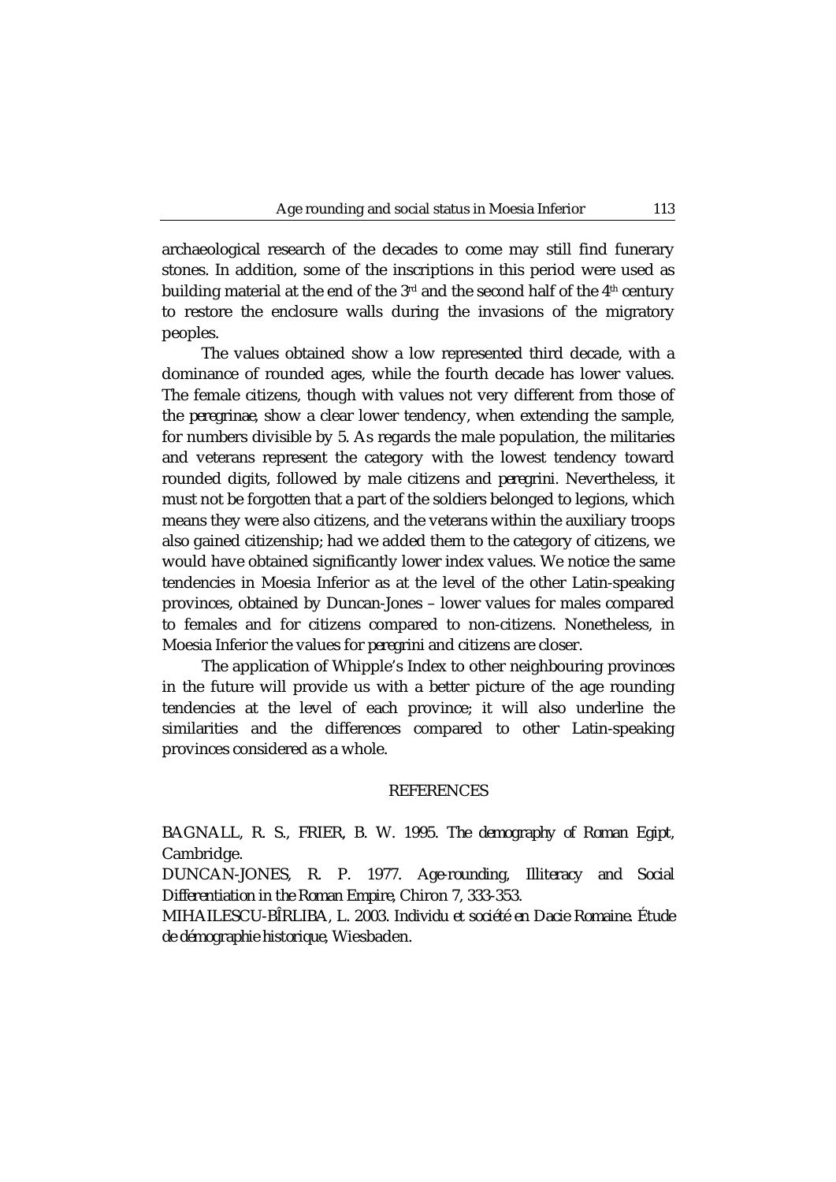archaeological research of the decades to come may still find funerary stones. In addition, some of the inscriptions in this period were used as building material at the end of the 3rd and the second half of the 4th century to restore the enclosure walls during the invasions of the migratory peoples.

The values obtained show a low represented third decade, with a dominance of rounded ages, while the fourth decade has lower values. The female citizens, though with values not very different from those of the *peregrinae*, show a clear lower tendency, when extending the sample, for numbers divisible by 5. As regards the male population, the militaries and veterans represent the category with the lowest tendency toward rounded digits, followed by male citizens and *peregrini*. Nevertheless, it must not be forgotten that a part of the soldiers belonged to legions, which means they were also citizens, and the veterans within the auxiliary troops also gained citizenship; had we added them to the category of citizens, we would have obtained significantly lower index values. We notice the same tendencies in Moesia Inferior as at the level of the other Latin-speaking provinces, obtained by Duncan-Jones – lower values for males compared to females and for citizens compared to non-citizens. Nonetheless, in Moesia Inferior the values for *peregrini* and citizens are closer.

The application of Whipple's Index to other neighbouring provinces in the future will provide us with a better picture of the age rounding tendencies at the level of each province; it will also underline the similarities and the differences compared to other Latin-speaking provinces considered as a whole.

## REFERENCES

BAGNALL, R. S., FRIER, B. W. 1995. *The demography of Roman Egipt*, Cambridge.

DUNCAN-JONES, R. P. 1977. *Age-rounding, Illiteracy and Social Differentiation in the Roman Empire*, Chiron 7, 333-353.

MIHAILESCU-BÎRLIBA, L. 2003. *Individu et société en Dacie Romaine. Étude de démographie historique*, Wiesbaden.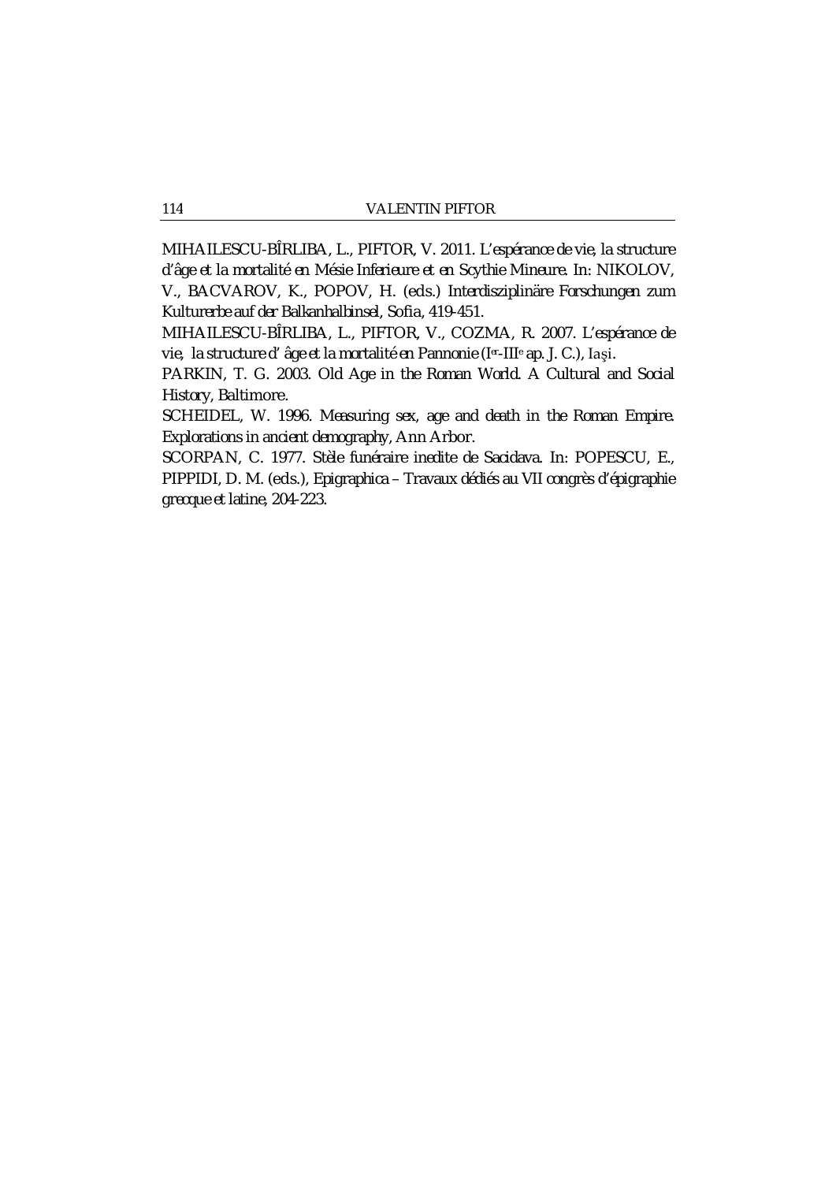MIHAILESCU-BÎRLIBA, L., PIFTOR, V. 2011. *L'espérance de vie, la structure d'âge et la mortalité en Mésie Inferieure et en Scythie Mineure*. In: NIKOLOV, V., BACVAROV, K., POPOV, H. (eds.) *Interdisziplinäre Forschungen zum Kulturerbe auf der Balkanhalbinsel*, Sofia, 419-451.

MIHAILESCU-BÎRLIBA, L., PIFTOR, V., COZMA, R. 2007. *L'espérance de vie, la structure d' âge et la mortalité en Pannonie (Ier-IIIe ap. J. C.)*, Iaşi.

PARKIN, T. G. 2003. *Old Age in the Roman World. A Cultural and Social History*, Baltimore.

SCHEIDEL, W. 1996. *Measuring sex, age and death in the Roman Empire. Explorations in ancient demography*, Ann Arbor.

SCORPAN, C. 1977. *Stèle funéraire inedite de Sacidava*. In: POPESCU, E., PIPPIDI, D. M. (eds.), *Epigraphica – Travaux dédiés au VII congrès d'épigraphie grecque et latine*, 204-223.